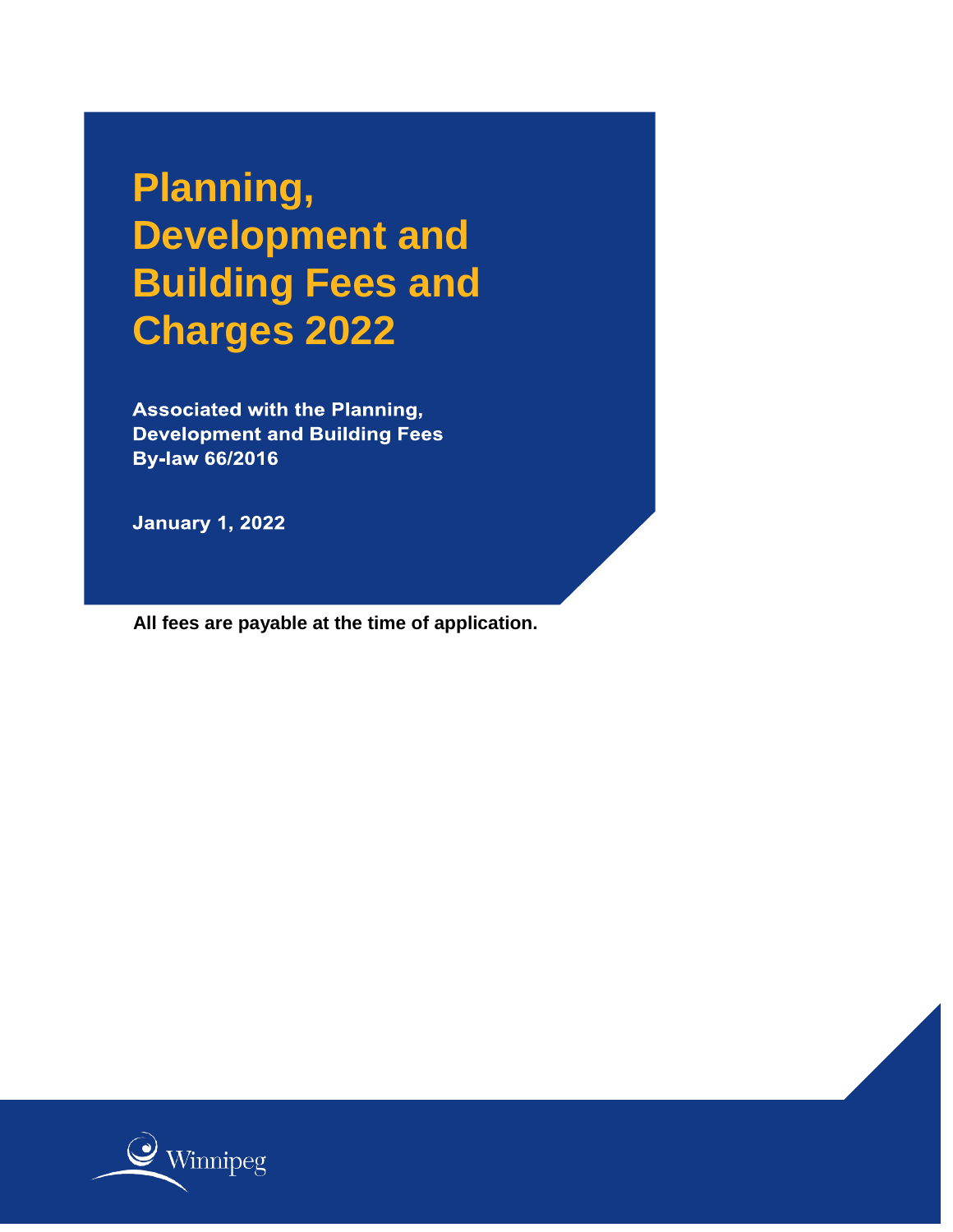# Planning, Development and Building Fees and Charges 2022

**Associated with the Planning, Development and Building Fees By-law 66/2016**

**January 1, 2022**

**All fees are payable at the time of application.**

Winnipeg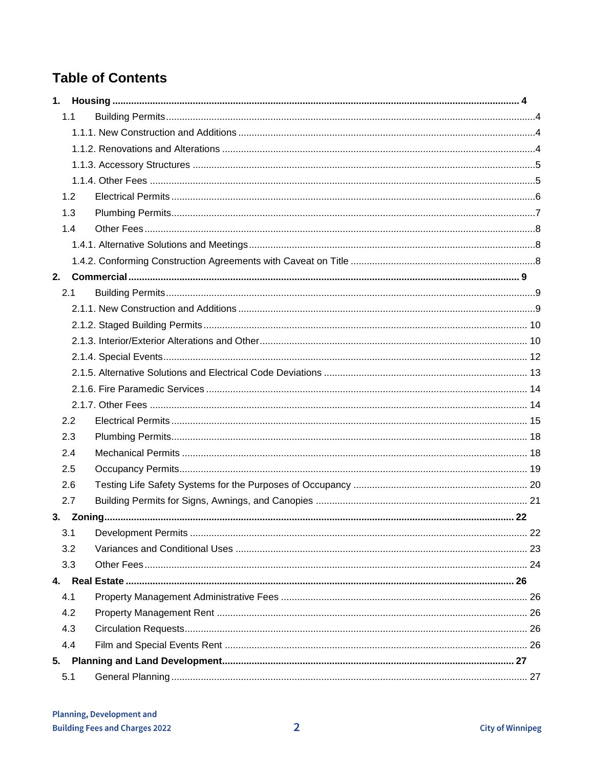# Table of Contents

**1. Housing ........................................................................ 4**

- 1.1 Building Permits ........................................................................ 4
  - 1.1.1. New Construction and Additions ........................................................................ 4
  - 1.1.2. Renovations and Alterations ........................................................................ 4
  - 1.1.3. Accessory Structures ........................................................................ 5
  - 1.1.4. Other Fees ........................................................................ 5
- 1.2 Electrical Permits ........................................................................ 6
- 1.3 Plumbing Permits ........................................................................ 7
- 1.4 Other Fees ........................................................................ 8
  - 1.4.1. Alternative Solutions and Meetings ........................................................................ 8
  - 1.4.2. Conforming Construction Agreements with Caveat on Title ........................................................................ 8

**2. Commercial ........................................................................ 9**

- 2.1 Building Permits ........................................................................ 9
  - 2.1.1. New Construction and Additions ........................................................................ 9
  - 2.1.2. Staged Building Permits ........................................................................ 10
  - 2.1.3. Interior/Exterior Alterations and Other ........................................................................ 10
  - 2.1.4. Special Events ........................................................................ 12
  - 2.1.5. Alternative Solutions and Electrical Code Deviations ........................................................................ 13
  - 2.1.6. Fire Paramedic Services ........................................................................ 14
  - 2.1.7. Other Fees ........................................................................ 14
- 2.2 Electrical Permits ........................................................................ 15
- 2.3 Plumbing Permits ........................................................................ 18
- 2.4 Mechanical Permits ........................................................................ 18
- 2.5 Occupancy Permits ........................................................................ 19
- 2.6 Testing Life Safety Systems for the Purposes of Occupancy ........................................................................ 20
- 2.7 Building Permits for Signs, Awnings, and Canopies ........................................................................ 21

**3. Zoning ........................................................................ 22**

- 3.1 Development Permits ........................................................................ 22
- 3.2 Variances and Conditional Uses ........................................................................ 23
- 3.3 Other Fees ........................................................................ 24

**4. Real Estate ........................................................................ 26**

- 4.1 Property Management Administrative Fees ........................................................................ 26
- 4.2 Property Management Rent ........................................................................ 26
- 4.3 Circulation Requests ........................................................................ 26
- 4.4 Film and Special Events Rent ........................................................................ 26

**5. Planning and Land Development ........................................................................ 27**

- 5.1 General Planning ........................................................................ 27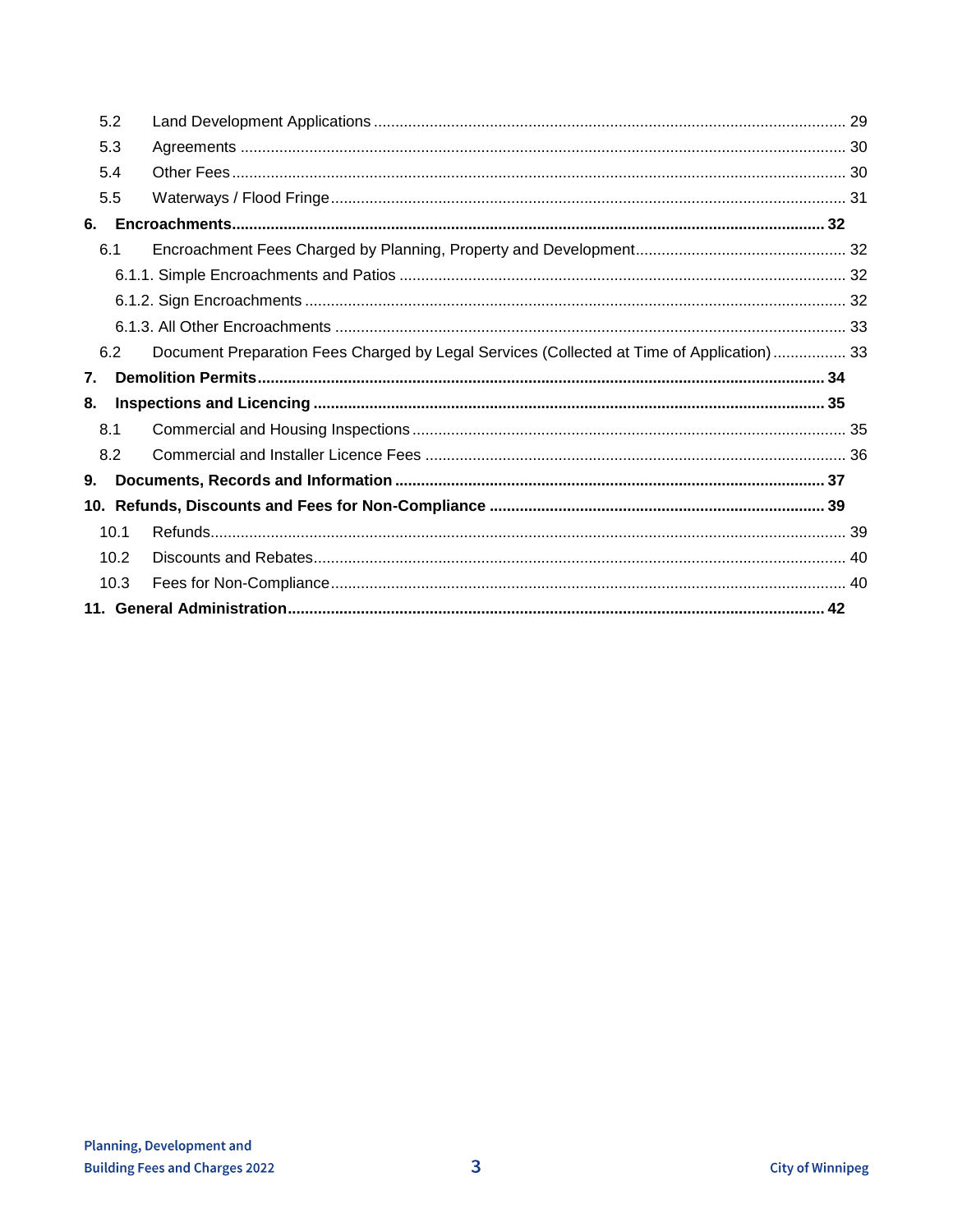- 5.2 Land Development Applications ... 29
- 5.3 Agreements ... 30
- 5.4 Other Fees ... 30
- 5.5 Waterways / Flood Fringe ... 31

**6. Encroachments ... 32**

- 6.1 Encroachment Fees Charged by Planning, Property and Development ... 32
  - 6.1.1. Simple Encroachments and Patios ... 32
  - 6.1.2. Sign Encroachments ... 32
  - 6.1.3. All Other Encroachments ... 33
- 6.2 Document Preparation Fees Charged by Legal Services (Collected at Time of Application) ... 33

**7. Demolition Permits ... 34**

**8. Inspections and Licencing ... 35**

- 8.1 Commercial and Housing Inspections ... 35
- 8.2 Commercial and Installer Licence Fees ... 36

**9. Documents, Records and Information ... 37**

**10. Refunds, Discounts and Fees for Non-Compliance ... 39**

- 10.1 Refunds ... 39
- 10.2 Discounts and Rebates ... 40
- 10.3 Fees for Non-Compliance ... 40

**11. General Administration ... 42**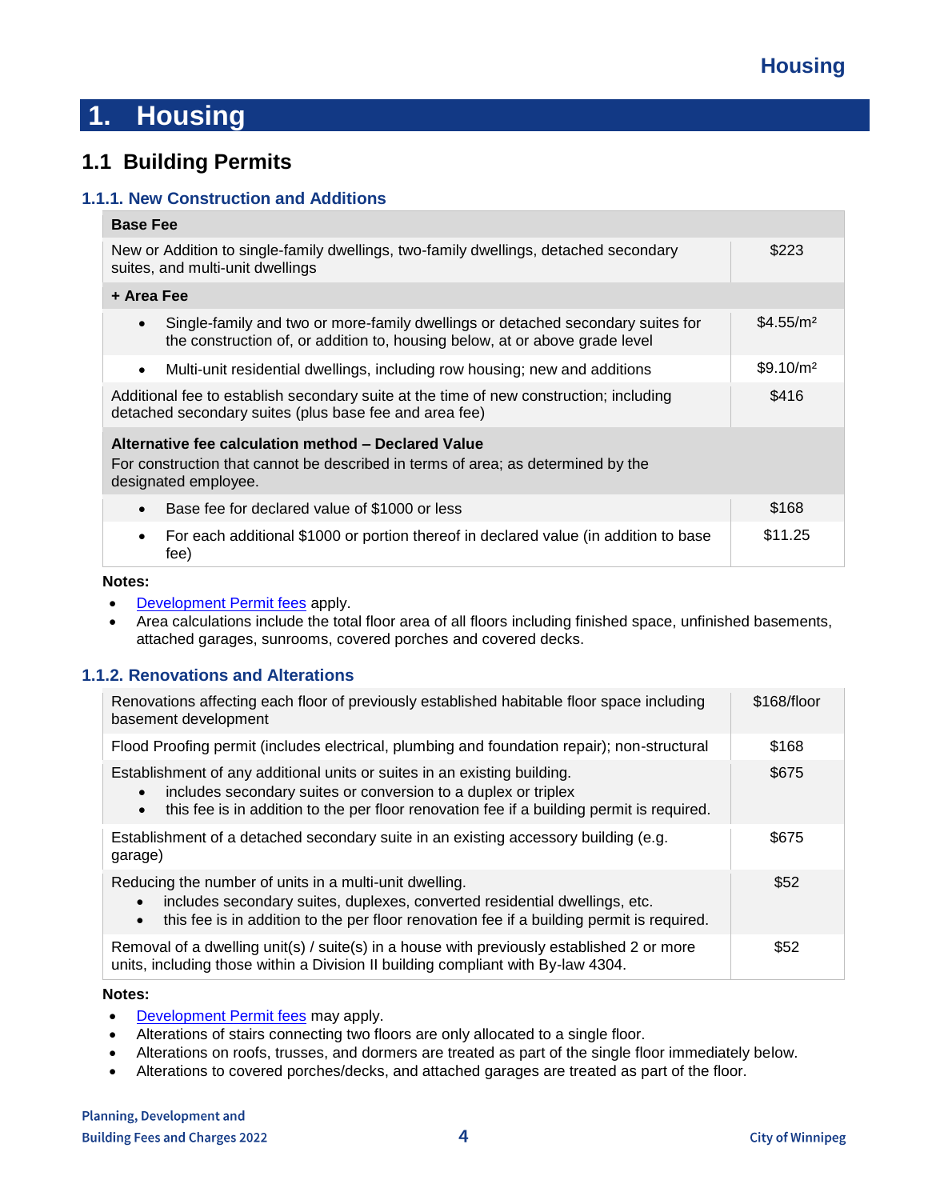# 1. Housing

## 1.1 Building Permits

### 1.1.1. New Construction and Additions

| **Base Fee** | |
|---|---|
| New or Addition to single-family dwellings, two-family dwellings, detached secondary suites, and multi-unit dwellings | $223 |
| **+ Area Fee** | |
| • Single-family and two or more-family dwellings or detached secondary suites for the construction of, or addition to, housing below, at or above grade level | $4.55/m² |
| • Multi-unit residential dwellings, including row housing; new and additions | $9.10/m² |
| Additional fee to establish secondary suite at the time of new construction; including detached secondary suites (plus base fee and area fee) | $416 |
| **Alternative fee calculation method – Declared Value**<br>For construction that cannot be described in terms of area; as determined by the designated employee. | |
| • Base fee for declared value of $1000 or less | $168 |
| • For each additional $1000 or portion thereof in declared value (in addition to base fee) | $11.25 |

**Notes:**

- Development Permit fees apply.
- Area calculations include the total floor area of all floors including finished space, unfinished basements, attached garages, sunrooms, covered porches and covered decks.

### 1.1.2. Renovations and Alterations

| | |
|---|---|
| Renovations affecting each floor of previously established habitable floor space including basement development | $168/floor |
| Flood Proofing permit (includes electrical, plumbing and foundation repair); non-structural | $168 |
| Establishment of any additional units or suites in an existing building.<br>• includes secondary suites or conversion to a duplex or triplex<br>• this fee is in addition to the per floor renovation fee if a building permit is required. | $675 |
| Establishment of a detached secondary suite in an existing accessory building (e.g. garage) | $675 |
| Reducing the number of units in a multi-unit dwelling.<br>• includes secondary suites, duplexes, converted residential dwellings, etc.<br>• this fee is in addition to the per floor renovation fee if a building permit is required. | $52 |
| Removal of a dwelling unit(s) / suite(s) in a house with previously established 2 or more units, including those within a Division II building compliant with By-law 4304. | $52 |

**Notes:**

- Development Permit fees may apply.
- Alterations of stairs connecting two floors are only allocated to a single floor.
- Alterations on roofs, trusses, and dormers are treated as part of the single floor immediately below.
- Alterations to covered porches/decks, and attached garages are treated as part of the floor.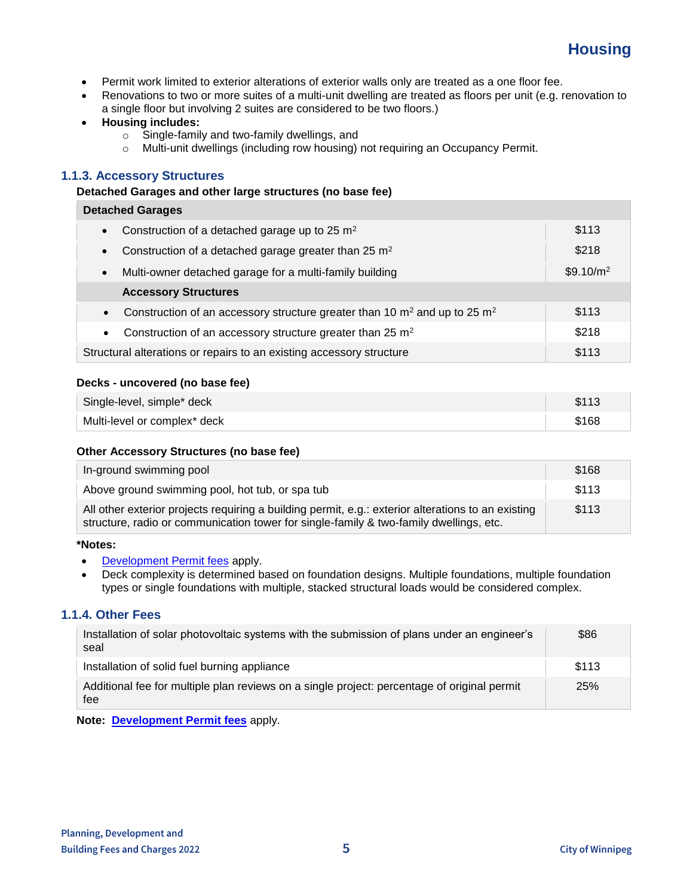- Permit work limited to exterior alterations of exterior walls only are treated as a one floor fee.
- Renovations to two or more suites of a multi-unit dwelling are treated as floors per unit (e.g. renovation to a single floor but involving 2 suites are considered to be two floors.)
- **Housing includes:**
  - Single-family and two-family dwellings, and
  - Multi-unit dwellings (including row housing) not requiring an Occupancy Permit.

### 1.1.3. Accessory Structures

**Detached Garages and other large structures (no base fee)**

| **Detached Garages** | |
|---|---|
| • Construction of a detached garage up to 25 $m^2$ | $113 |
| • Construction of a detached garage greater than 25 $m^2$ | $218 |
| • Multi-owner detached garage for a multi-family building | $9.10/$m^2$ |
| **Accessory Structures** | |
| • Construction of an accessory structure greater than 10 $m^2$ and up to 25 $m^2$ | $113 |
| • Construction of an accessory structure greater than 25 $m^2$ | $218 |
| Structural alterations or repairs to an existing accessory structure | $113 |

**Decks - uncovered (no base fee)**

| | |
|---|---|
| Single-level, simple* deck | $113 |
| Multi-level or complex* deck | $168 |

**Other Accessory Structures (no base fee)**

| | |
|---|---|
| In-ground swimming pool | $168 |
| Above ground swimming pool, hot tub, or spa tub | $113 |
| All other exterior projects requiring a building permit, e.g.: exterior alterations to an existing structure, radio or communication tower for single-family & two-family dwellings, etc. | $113 |

***Notes:**

- Development Permit fees apply.
- Deck complexity is determined based on foundation designs. Multiple foundations, multiple foundation types or single foundations with multiple, stacked structural loads would be considered complex.

### 1.1.4. Other Fees

| | |
|---|---|
| Installation of solar photovoltaic systems with the submission of plans under an engineer's seal | $86 |
| Installation of solid fuel burning appliance | $113 |
| Additional fee for multiple plan reviews on a single project: percentage of original permit fee | 25% |

**Note: Development Permit fees** apply.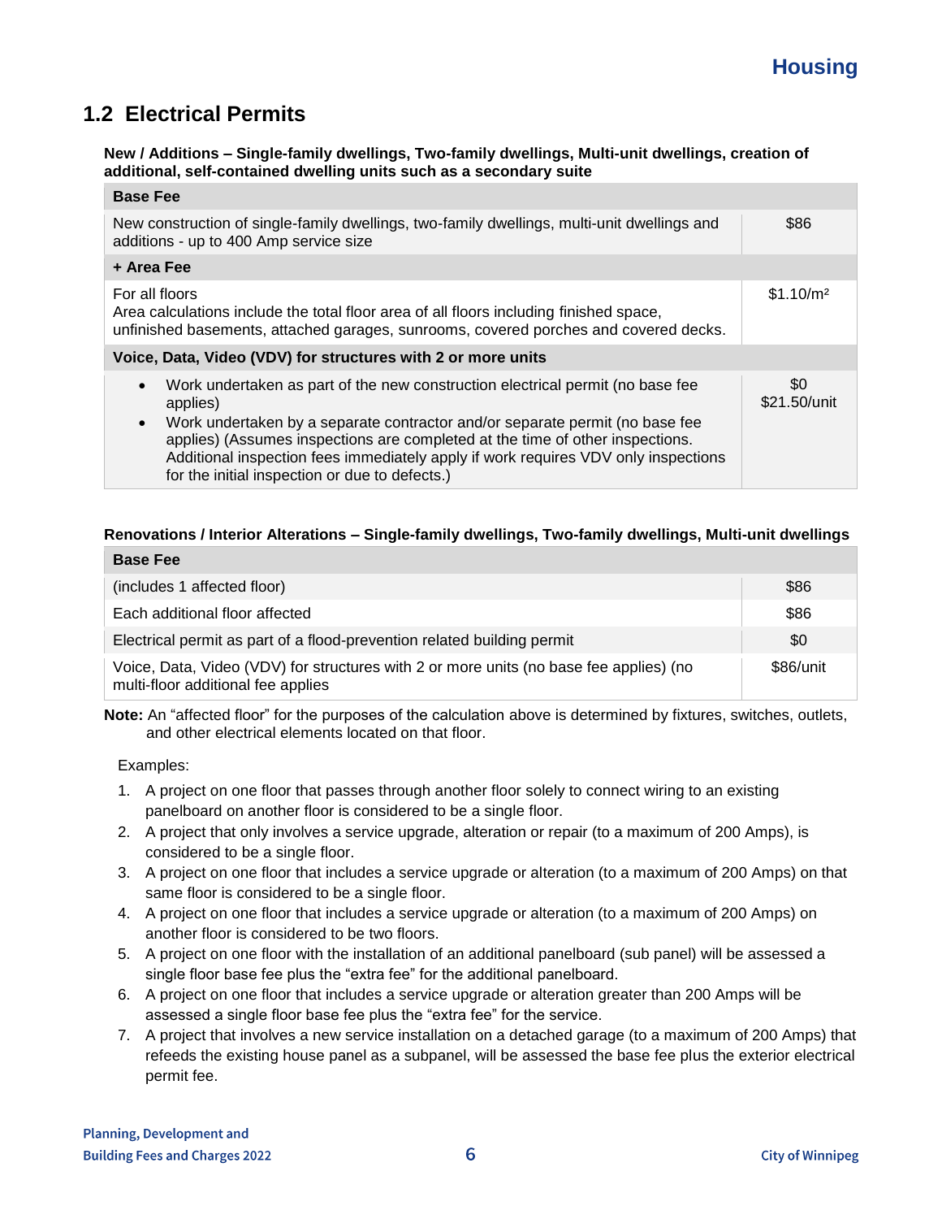## 1.2 Electrical Permits

**New / Additions – Single-family dwellings, Two-family dwellings, Multi-unit dwellings, creation of additional, self-contained dwelling units such as a secondary suite**

| **Base Fee** | |
|---|---|
| New construction of single-family dwellings, two-family dwellings, multi-unit dwellings and additions - up to 400 Amp service size | \$86 |
| **+ Area Fee** | |
| For all floors<br>Area calculations include the total floor area of all floors including finished space, unfinished basements, attached garages, sunrooms, covered porches and covered decks. | \$1.10/m² |
| **Voice, Data, Video (VDV) for structures with 2 or more units** | |
| • Work undertaken as part of the new construction electrical permit (no base fee applies)<br>• Work undertaken by a separate contractor and/or separate permit (no base fee applies) (Assumes inspections are completed at the time of other inspections. Additional inspection fees immediately apply if work requires VDV only inspections for the initial inspection or due to defects.) | \$0<br>\$21.50/unit |

**Renovations / Interior Alterations – Single-family dwellings, Two-family dwellings, Multi-unit dwellings**

| **Base Fee** | |
|---|---|
| (includes 1 affected floor) | \$86 |
| Each additional floor affected | \$86 |
| Electrical permit as part of a flood-prevention related building permit | \$0 |
| Voice, Data, Video (VDV) for structures with 2 or more units (no base fee applies) (no multi-floor additional fee applies | \$86/unit |

**Note:** An "affected floor" for the purposes of the calculation above is determined by fixtures, switches, outlets, and other electrical elements located on that floor.

Examples:

1. A project on one floor that passes through another floor solely to connect wiring to an existing panelboard on another floor is considered to be a single floor.
2. A project that only involves a service upgrade, alteration or repair (to a maximum of 200 Amps), is considered to be a single floor.
3. A project on one floor that includes a service upgrade or alteration (to a maximum of 200 Amps) on that same floor is considered to be a single floor.
4. A project on one floor that includes a service upgrade or alteration (to a maximum of 200 Amps) on another floor is considered to be two floors.
5. A project on one floor with the installation of an additional panelboard (sub panel) will be assessed a single floor base fee plus the "extra fee" for the additional panelboard.
6. A project on one floor that includes a service upgrade or alteration greater than 200 Amps will be assessed a single floor base fee plus the "extra fee" for the service.
7. A project that involves a new service installation on a detached garage (to a maximum of 200 Amps) that refeeds the existing house panel as a subpanel, will be assessed the base fee plus the exterior electrical permit fee.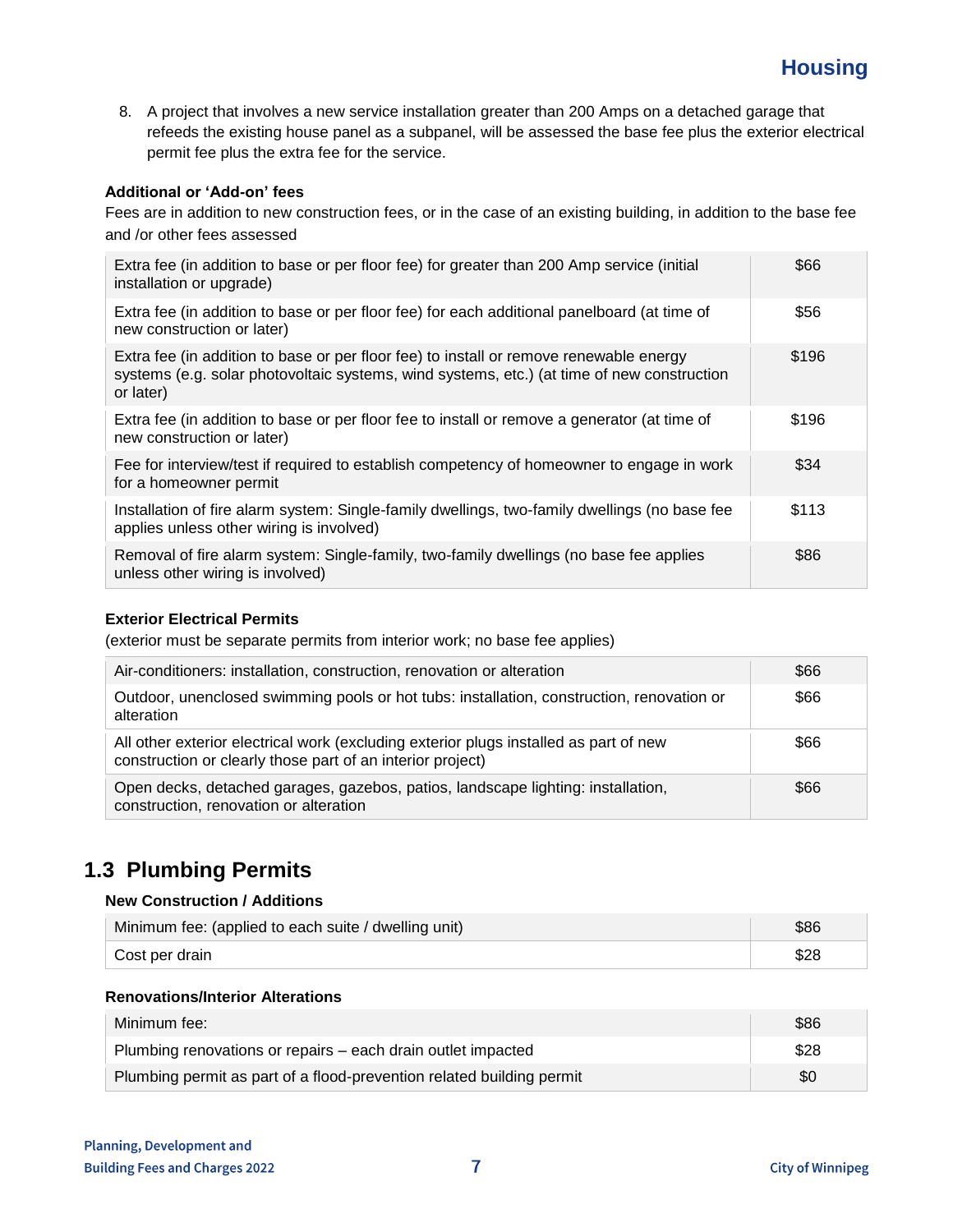8. A project that involves a new service installation greater than 200 Amps on a detached garage that refeeds the existing house panel as a subpanel, will be assessed the base fee plus the exterior electrical permit fee plus the extra fee for the service.

**Additional or 'Add-on' fees**

Fees are in addition to new construction fees, or in the case of an existing building, in addition to the base fee and /or other fees assessed

| | |
|---|---|
| Extra fee (in addition to base or per floor fee) for greater than 200 Amp service (initial installation or upgrade) | $66 |
| Extra fee (in addition to base or per floor fee) for each additional panelboard (at time of new construction or later) | $56 |
| Extra fee (in addition to base or per floor fee) to install or remove renewable energy systems (e.g. solar photovoltaic systems, wind systems, etc.) (at time of new construction or later) | $196 |
| Extra fee (in addition to base or per floor fee to install or remove a generator (at time of new construction or later) | $196 |
| Fee for interview/test if required to establish competency of homeowner to engage in work for a homeowner permit | $34 |
| Installation of fire alarm system: Single-family dwellings, two-family dwellings (no base fee applies unless other wiring is involved) | $113 |
| Removal of fire alarm system: Single-family, two-family dwellings (no base fee applies unless other wiring is involved) | $86 |

**Exterior Electrical Permits**

(exterior must be separate permits from interior work; no base fee applies)

| | |
|---|---|
| Air-conditioners: installation, construction, renovation or alteration | $66 |
| Outdoor, unenclosed swimming pools or hot tubs: installation, construction, renovation or alteration | $66 |
| All other exterior electrical work (excluding exterior plugs installed as part of new construction or clearly those part of an interior project) | $66 |
| Open decks, detached garages, gazebos, patios, landscape lighting: installation, construction, renovation or alteration | $66 |

## 1.3 Plumbing Permits

**New Construction / Additions**

| | |
|---|---|
| Minimum fee: (applied to each suite / dwelling unit) | $86 |
| Cost per drain | $28 |

**Renovations/Interior Alterations**

| | |
|---|---|
| Minimum fee: | $86 |
| Plumbing renovations or repairs – each drain outlet impacted | $28 |
| Plumbing permit as part of a flood-prevention related building permit | $0 |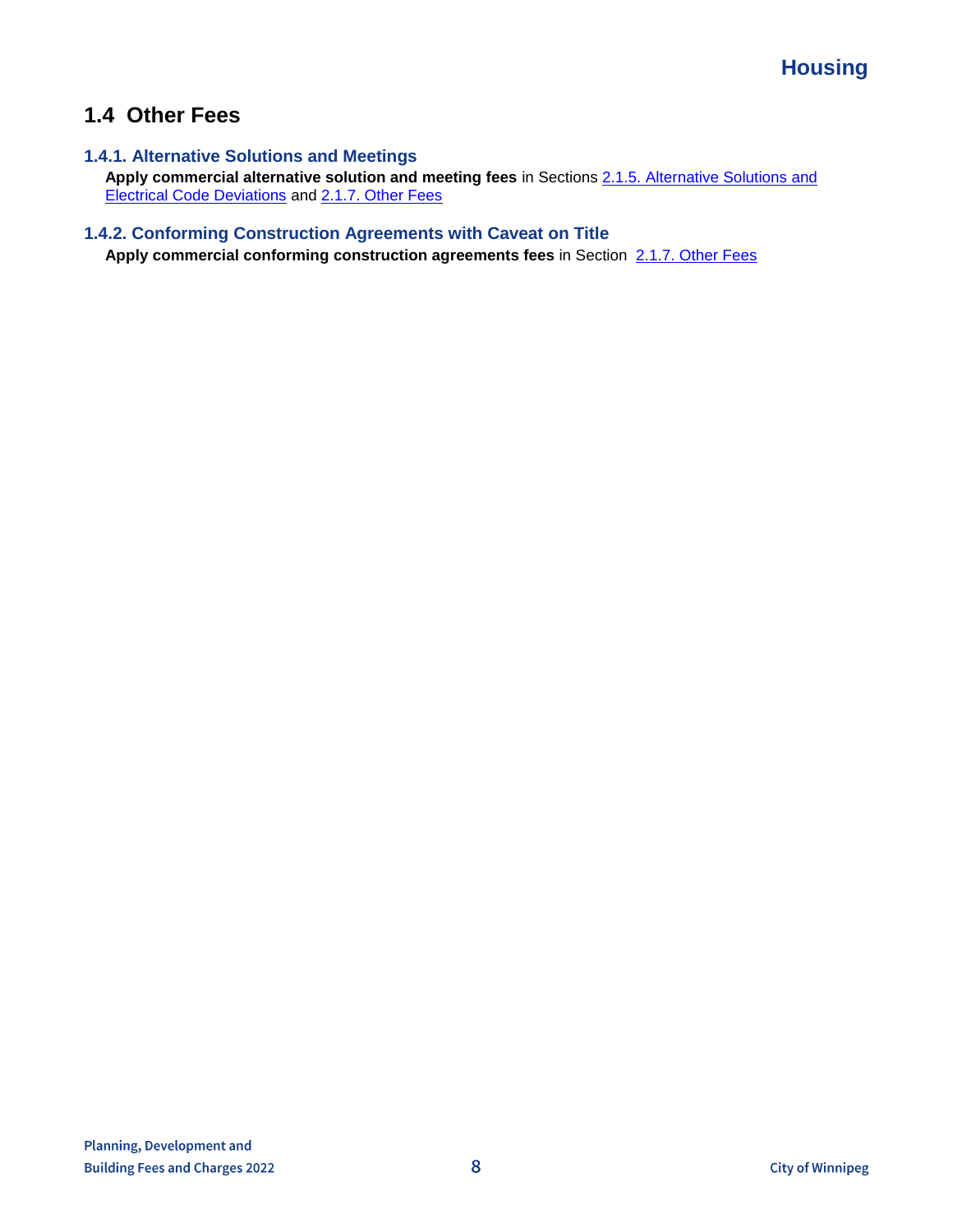## 1.4 Other Fees

### 1.4.1. Alternative Solutions and Meetings

**Apply commercial alternative solution and meeting fees** in Sections 2.1.5. Alternative Solutions and Electrical Code Deviations and 2.1.7. Other Fees

### 1.4.2. Conforming Construction Agreements with Caveat on Title

**Apply commercial conforming construction agreements fees** in Section 2.1.7. Other Fees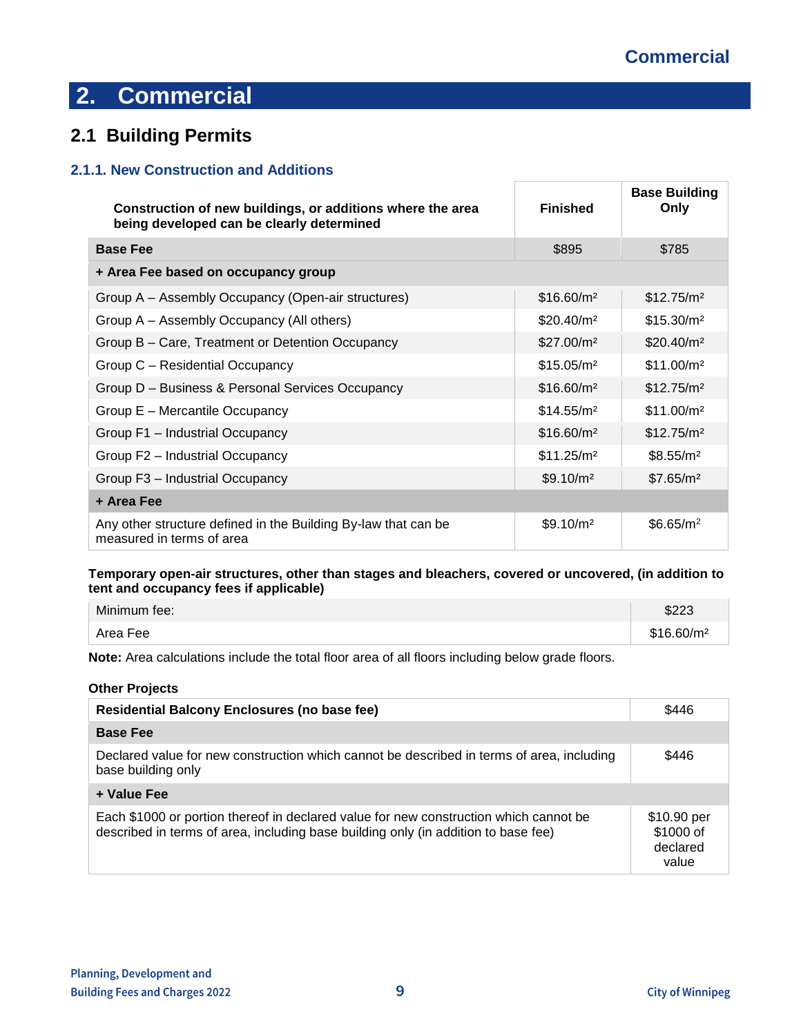# 2. Commercial

## 2.1 Building Permits

### 2.1.1. New Construction and Additions

| Construction of new buildings, or additions where the area being developed can be clearly determined | Finished | Base Building Only |
|---|---|---|
| **Base Fee** | $895 | $785 |
| **+ Area Fee based on occupancy group** | | |
| Group A – Assembly Occupancy (Open-air structures) | $16.60/m² | $12.75/m² |
| Group A – Assembly Occupancy (All others) | $20.40/m² | $15.30/m² |
| Group B – Care, Treatment or Detention Occupancy | $27.00/m² | $20.40/m² |
| Group C – Residential Occupancy | $15.05/m² | $11.00/m² |
| Group D – Business & Personal Services Occupancy | $16.60/m² | $12.75/m² |
| Group E – Mercantile Occupancy | $14.55/m² | $11.00/m² |
| Group F1 – Industrial Occupancy | $16.60/m² | $12.75/m² |
| Group F2 – Industrial Occupancy | $11.25/m² | $8.55/m² |
| Group F3 – Industrial Occupancy | $9.10/m² | $7.65/m² |
| **+ Area Fee** | | |
| Any other structure defined in the Building By-law that can be measured in terms of area | $9.10/m² | $6.65/m² |

**Temporary open-air structures, other than stages and bleachers, covered or uncovered, (in addition to tent and occupancy fees if applicable)**

| | |
|---|---|
| Minimum fee: | $223 |
| Area Fee | $16.60/m² |

**Note:** Area calculations include the total floor area of all floors including below grade floors.

**Other Projects**

| | |
|---|---|
| **Residential Balcony Enclosures (no base fee)** | $446 |
| **Base Fee** | |
| Declared value for new construction which cannot be described in terms of area, including base building only | $446 |
| **+ Value Fee** | |
| Each $1000 or portion thereof in declared value for new construction which cannot be described in terms of area, including base building only (in addition to base fee) | $10.90 per $1000 of declared value |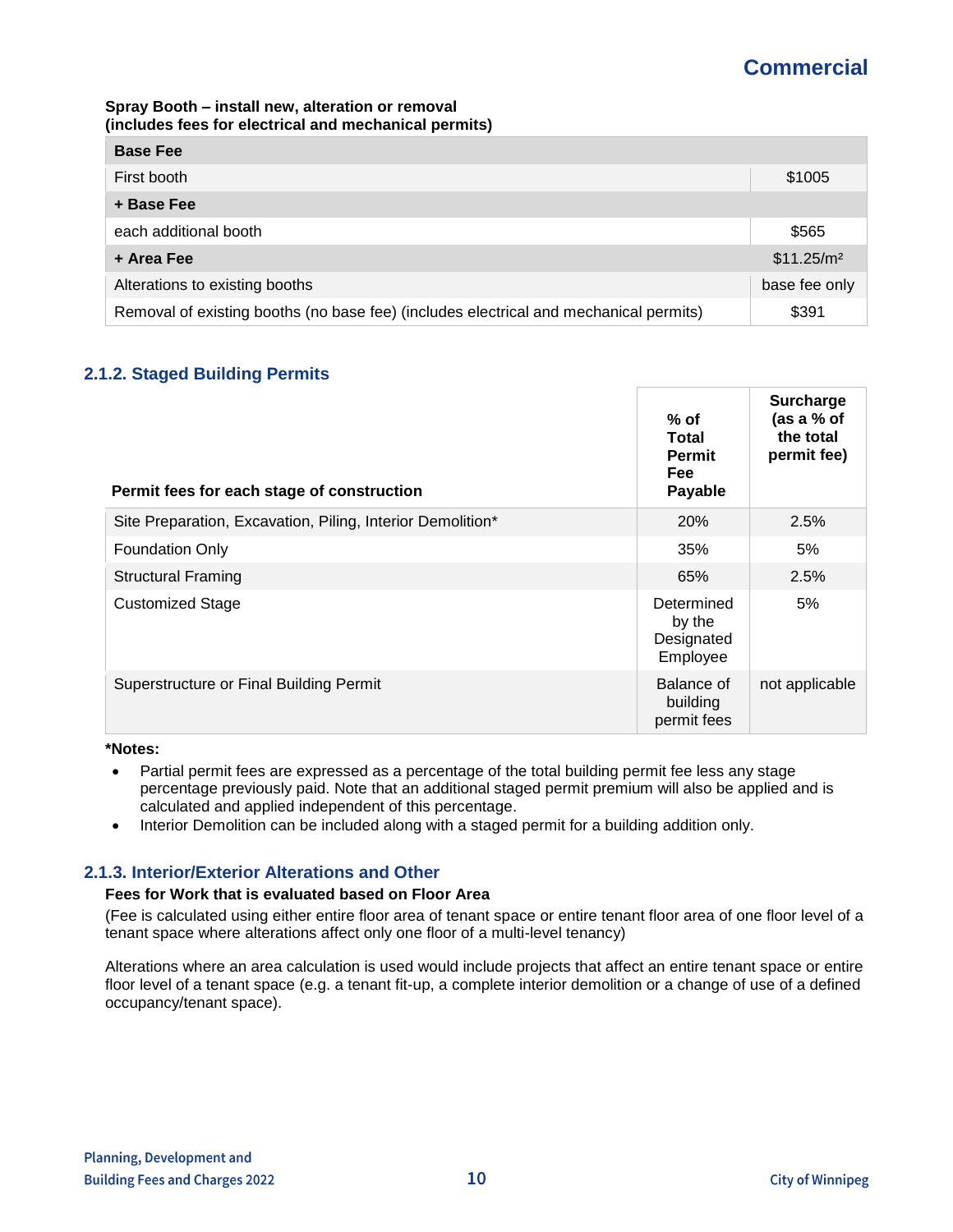## Commercial

**Spray Booth – install new, alteration or removal**
**(includes fees for electrical and mechanical permits)**

| **Base Fee** | |
|---|---|
| First booth | $1005 |
| **+ Base Fee** | |
| each additional booth | $565 |
| **+ Area Fee** | $11.25/m² |
| Alterations to existing booths | base fee only |
| Removal of existing booths (no base fee) (includes electrical and mechanical permits) | $391 |

### 2.1.2. Staged Building Permits

| Permit fees for each stage of construction | % of Total Permit Fee Payable | Surcharge (as a % of the total permit fee) |
|---|---|---|
| Site Preparation, Excavation, Piling, Interior Demolition* | 20% | 2.5% |
| Foundation Only | 35% | 5% |
| Structural Framing | 65% | 2.5% |
| Customized Stage | Determined by the Designated Employee | 5% |
| Superstructure or Final Building Permit | Balance of building permit fees | not applicable |

***Notes:**

- Partial permit fees are expressed as a percentage of the total building permit fee less any stage percentage previously paid. Note that an additional staged permit premium will also be applied and is calculated and applied independent of this percentage.
- Interior Demolition can be included along with a staged permit for a building addition only.

### 2.1.3. Interior/Exterior Alterations and Other

**Fees for Work that is evaluated based on Floor Area**

(Fee is calculated using either entire floor area of tenant space or entire tenant floor area of one floor level of a tenant space where alterations affect only one floor of a multi-level tenancy)

Alterations where an area calculation is used would include projects that affect an entire tenant space or entire floor level of a tenant space (e.g. a tenant fit-up, a complete interior demolition or a change of use of a defined occupancy/tenant space).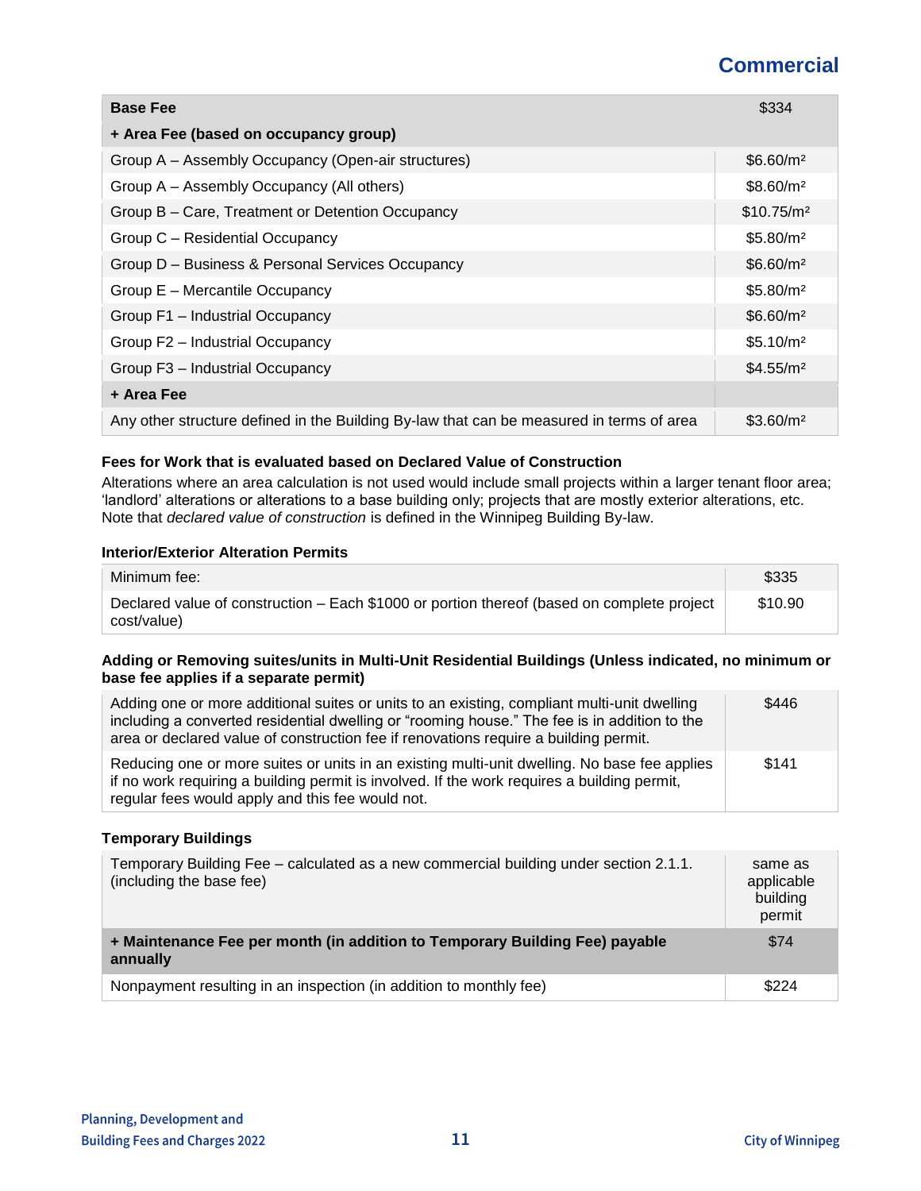## Commercial

| Base Fee | $334 |
|---|---|
| **+ Area Fee (based on occupancy group)** | |
| Group A – Assembly Occupancy (Open-air structures) | $6.60/m² |
| Group A – Assembly Occupancy (All others) | $8.60/m² |
| Group B – Care, Treatment or Detention Occupancy | $10.75/m² |
| Group C – Residential Occupancy | $5.80/m² |
| Group D – Business & Personal Services Occupancy | $6.60/m² |
| Group E – Mercantile Occupancy | $5.80/m² |
| Group F1 – Industrial Occupancy | $6.60/m² |
| Group F2 – Industrial Occupancy | $5.10/m² |
| Group F3 – Industrial Occupancy | $4.55/m² |
| **+ Area Fee** | |
| Any other structure defined in the Building By-law that can be measured in terms of area | $3.60/m² |

#### Fees for Work that is evaluated based on Declared Value of Construction

Alterations where an area calculation is not used would include small projects within a larger tenant floor area; 'landlord' alterations or alterations to a base building only; projects that are mostly exterior alterations, etc. Note that *declared value of construction* is defined in the Winnipeg Building By-law.

#### Interior/Exterior Alteration Permits

| Minimum fee: | $335 |
|---|---|
| Declared value of construction – Each $1000 or portion thereof (based on complete project cost/value) | $10.90 |

#### Adding or Removing suites/units in Multi-Unit Residential Buildings (Unless indicated, no minimum or base fee applies if a separate permit)

| | |
|---|---|
| Adding one or more additional suites or units to an existing, compliant multi-unit dwelling including a converted residential dwelling or "rooming house." The fee is in addition to the area or declared value of construction fee if renovations require a building permit. | $446 |
| Reducing one or more suites or units in an existing multi-unit dwelling. No base fee applies if no work requiring a building permit is involved. If the work requires a building permit, regular fees would apply and this fee would not. | $141 |

#### Temporary Buildings

| | |
|---|---|
| Temporary Building Fee – calculated as a new commercial building under section 2.1.1. (including the base fee) | same as applicable building permit |
| **+ Maintenance Fee per month (in addition to Temporary Building Fee) payable annually** | $74 |
| Nonpayment resulting in an inspection (in addition to monthly fee) | $224 |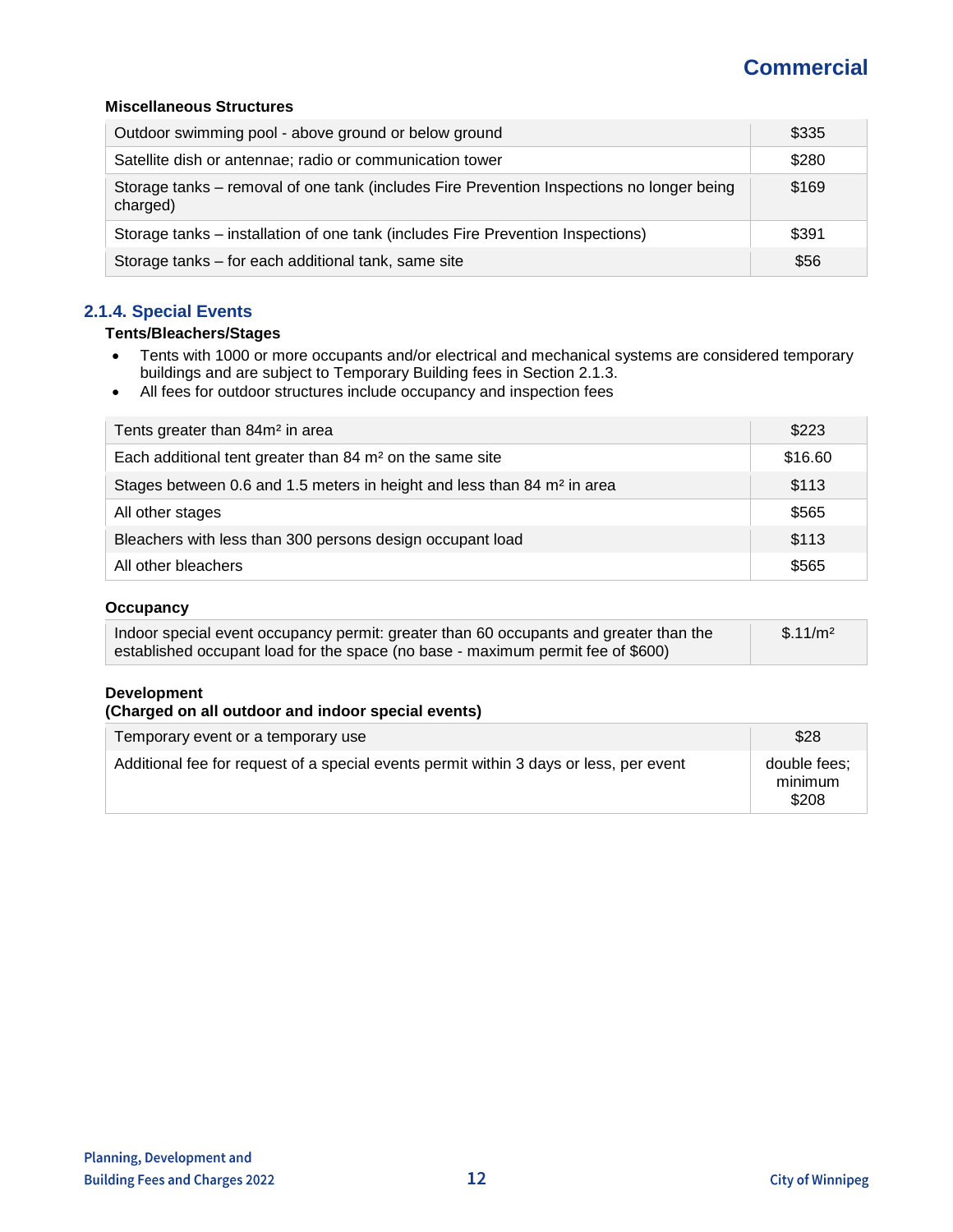## Commercial

**Miscellaneous Structures**

| | |
|---|---|
| Outdoor swimming pool - above ground or below ground | $335 |
| Satellite dish or antennae; radio or communication tower | $280 |
| Storage tanks – removal of one tank (includes Fire Prevention Inspections no longer being charged) | $169 |
| Storage tanks – installation of one tank (includes Fire Prevention Inspections) | $391 |
| Storage tanks – for each additional tank, same site | $56 |

### 2.1.4. Special Events

**Tents/Bleachers/Stages**

- Tents with 1000 or more occupants and/or electrical and mechanical systems are considered temporary buildings and are subject to Temporary Building fees in Section 2.1.3.
- All fees for outdoor structures include occupancy and inspection fees

| | |
|---|---|
| Tents greater than 84m² in area | $223 |
| Each additional tent greater than 84 m² on the same site | $16.60 |
| Stages between 0.6 and 1.5 meters in height and less than 84 m² in area | $113 |
| All other stages | $565 |
| Bleachers with less than 300 persons design occupant load | $113 |
| All other bleachers | $565 |

**Occupancy**

| | |
|---|---|
| Indoor special event occupancy permit: greater than 60 occupants and greater than the established occupant load for the space (no base - maximum permit fee of $600) | $.11/m² |

**Development**
**(Charged on all outdoor and indoor special events)**

| | |
|---|---|
| Temporary event or a temporary use | $28 |
| Additional fee for request of a special events permit within 3 days or less, per event | double fees; minimum $208 |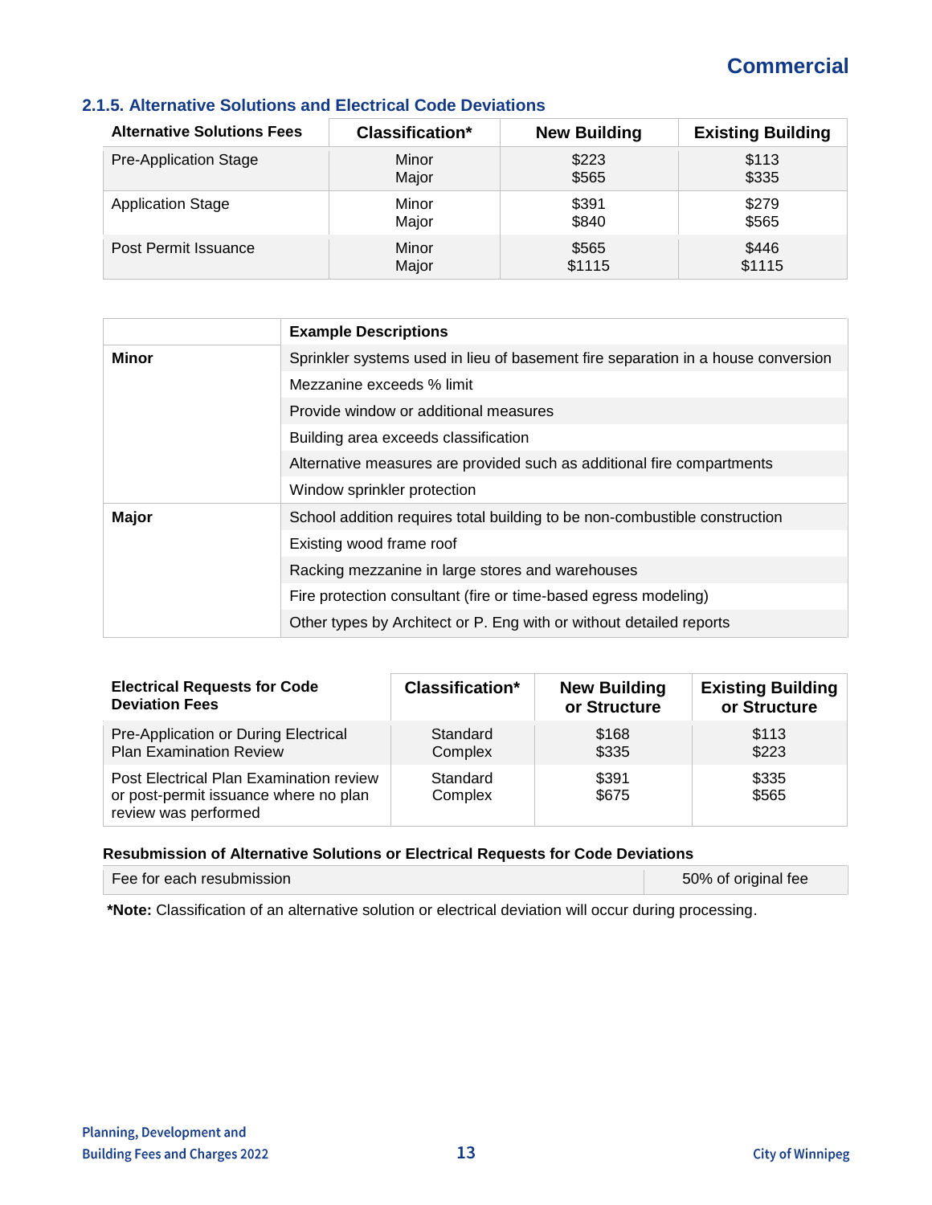## Commercial

### 2.1.5. Alternative Solutions and Electrical Code Deviations

| Alternative Solutions Fees | Classification* | New Building | Existing Building |
|---|---|---|---|
| Pre-Application Stage | Minor<br>Major | $223<br>$565 | $113<br>$335 |
| Application Stage | Minor<br>Major | $391<br>$840 | $279<br>$565 |
| Post Permit Issuance | Minor<br>Major | $565<br>$1115 | $446<br>$1115 |

| | Example Descriptions |
|---|---|
| **Minor** | Sprinkler systems used in lieu of basement fire separation in a house conversion |
| | Mezzanine exceeds % limit |
| | Provide window or additional measures |
| | Building area exceeds classification |
| | Alternative measures are provided such as additional fire compartments |
| | Window sprinkler protection |
| **Major** | School addition requires total building to be non-combustible construction |
| | Existing wood frame roof |
| | Racking mezzanine in large stores and warehouses |
| | Fire protection consultant (fire or time-based egress modeling) |
| | Other types by Architect or P. Eng with or without detailed reports |

| Electrical Requests for Code Deviation Fees | Classification* | New Building or Structure | Existing Building or Structure |
|---|---|---|---|
| Pre-Application or During Electrical Plan Examination Review | Standard<br>Complex | $168<br>$335 | $113<br>$223 |
| Post Electrical Plan Examination review or post-permit issuance where no plan review was performed | Standard<br>Complex | $391<br>$675 | $335<br>$565 |

**Resubmission of Alternative Solutions or Electrical Requests for Code Deviations**

| Fee for each resubmission | 50% of original fee |
|---|---|

***Note:** Classification of an alternative solution or electrical deviation will occur during processing.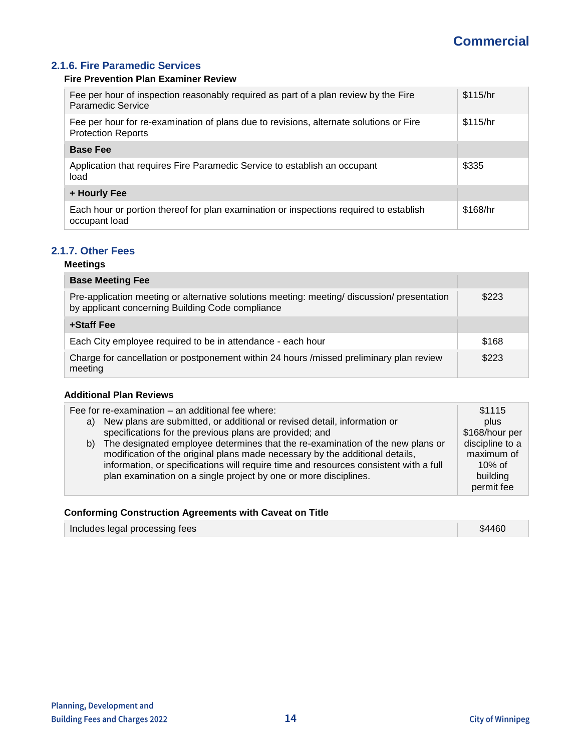## 2.1.6. Fire Paramedic Services

**Fire Prevention Plan Examiner Review**

| | |
|---|---|
| Fee per hour of inspection reasonably required as part of a plan review by the Fire Paramedic Service | $115/hr |
| Fee per hour for re-examination of plans due to revisions, alternate solutions or Fire Protection Reports | $115/hr |
| **Base Fee** | |
| Application that requires Fire Paramedic Service to establish an occupant load | $335 |
| **+ Hourly Fee** | |
| Each hour or portion thereof for plan examination or inspections required to establish occupant load | $168/hr |

## 2.1.7. Other Fees

**Meetings**

| **Base Meeting Fee** | |
|---|---|
| Pre-application meeting or alternative solutions meeting: meeting/ discussion/ presentation by applicant concerning Building Code compliance | $223 |
| **+Staff Fee** | |
| Each City employee required to be in attendance - each hour | $168 |
| Charge for cancellation or postponement within 24 hours /missed preliminary plan review meeting | $223 |

**Additional Plan Reviews**

| | |
|---|---|
| Fee for re-examination – an additional fee where:<br>a) New plans are submitted, or additional or revised detail, information or specifications for the previous plans are provided; and<br>b) The designated employee determines that the re-examination of the new plans or modification of the original plans made necessary by the additional details, information, or specifications will require time and resources consistent with a full plan examination on a single project by one or more disciplines. | $1115 plus $168/hour per discipline to a maximum of 10% of building permit fee |

**Conforming Construction Agreements with Caveat on Title**

| | |
|---|---|
| Includes legal processing fees | $4460 |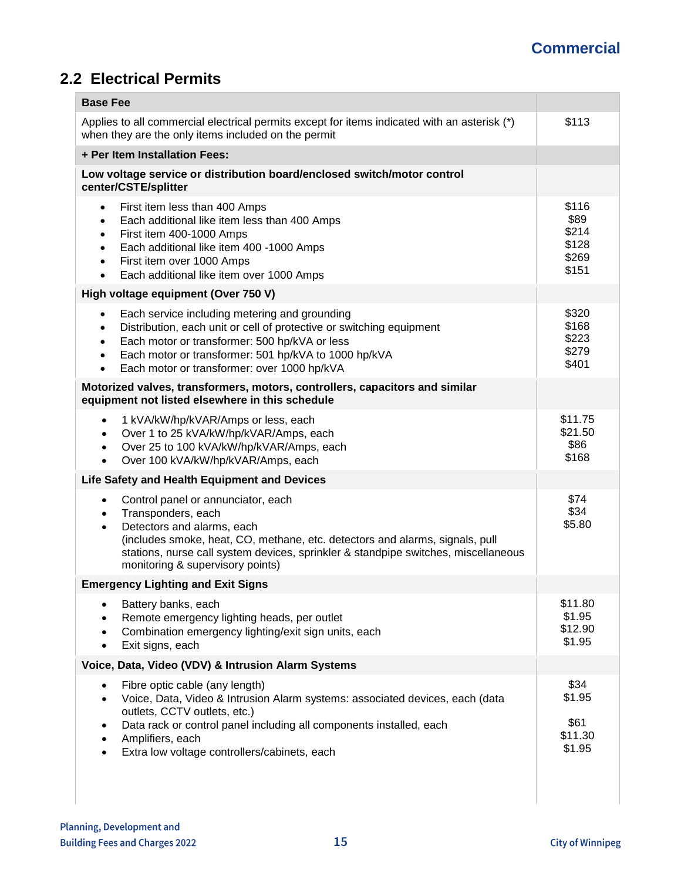## 2.2 Electrical Permits

| Base Fee | |
|---|---|
| Applies to all commercial electrical permits except for items indicated with an asterisk (*) when they are the only items included on the permit | $113 |
| **+ Per Item Installation Fees:** | |
| **Low voltage service or distribution board/enclosed switch/motor control center/CSTE/splitter** | |
| • First item less than 400 Amps | $116 |
| • Each additional like item less than 400 Amps | $89 |
| • First item 400-1000 Amps | $214 |
| • Each additional like item 400 -1000 Amps | $128 |
| • First item over 1000 Amps | $269 |
| • Each additional like item over 1000 Amps | $151 |
| **High voltage equipment (Over 750 V)** | |
| • Each service including metering and grounding | $320 |
| • Distribution, each unit or cell of protective or switching equipment | $168 |
| • Each motor or transformer: 500 hp/kVA or less | $223 |
| • Each motor or transformer: 501 hp/kVA to 1000 hp/kVA | $279 |
| • Each motor or transformer: over 1000 hp/kVA | $401 |
| **Motorized valves, transformers, motors, controllers, capacitors and similar equipment not listed elsewhere in this schedule** | |
| • 1 kVA/kW/hp/kVAR/Amps or less, each | $11.75 |
| • Over 1 to 25 kVA/kW/hp/kVAR/Amps, each | $21.50 |
| • Over 25 to 100 kVA/kW/hp/kVAR/Amps, each | $86 |
| • Over 100 kVA/kW/hp/kVAR/Amps, each | $168 |
| **Life Safety and Health Equipment and Devices** | |
| • Control panel or annunciator, each | $74 |
| • Transponders, each | $34 |
| • Detectors and alarms, each (includes smoke, heat, CO, methane, etc. detectors and alarms, signals, pull stations, nurse call system devices, sprinkler & standpipe switches, miscellaneous monitoring & supervisory points) | $5.80 |
| **Emergency Lighting and Exit Signs** | |
| • Battery banks, each | $11.80 |
| • Remote emergency lighting heads, per outlet | $1.95 |
| • Combination emergency lighting/exit sign units, each | $12.90 |
| • Exit signs, each | $1.95 |
| **Voice, Data, Video (VDV) & Intrusion Alarm Systems** | |
| • Fibre optic cable (any length) | $34 |
| • Voice, Data, Video & Intrusion Alarm systems: associated devices, each (data outlets, CCTV outlets, etc.) | $1.95 |
| • Data rack or control panel including all components installed, each | $61 |
| • Amplifiers, each | $11.30 |
| • Extra low voltage controllers/cabinets, each | $1.95 |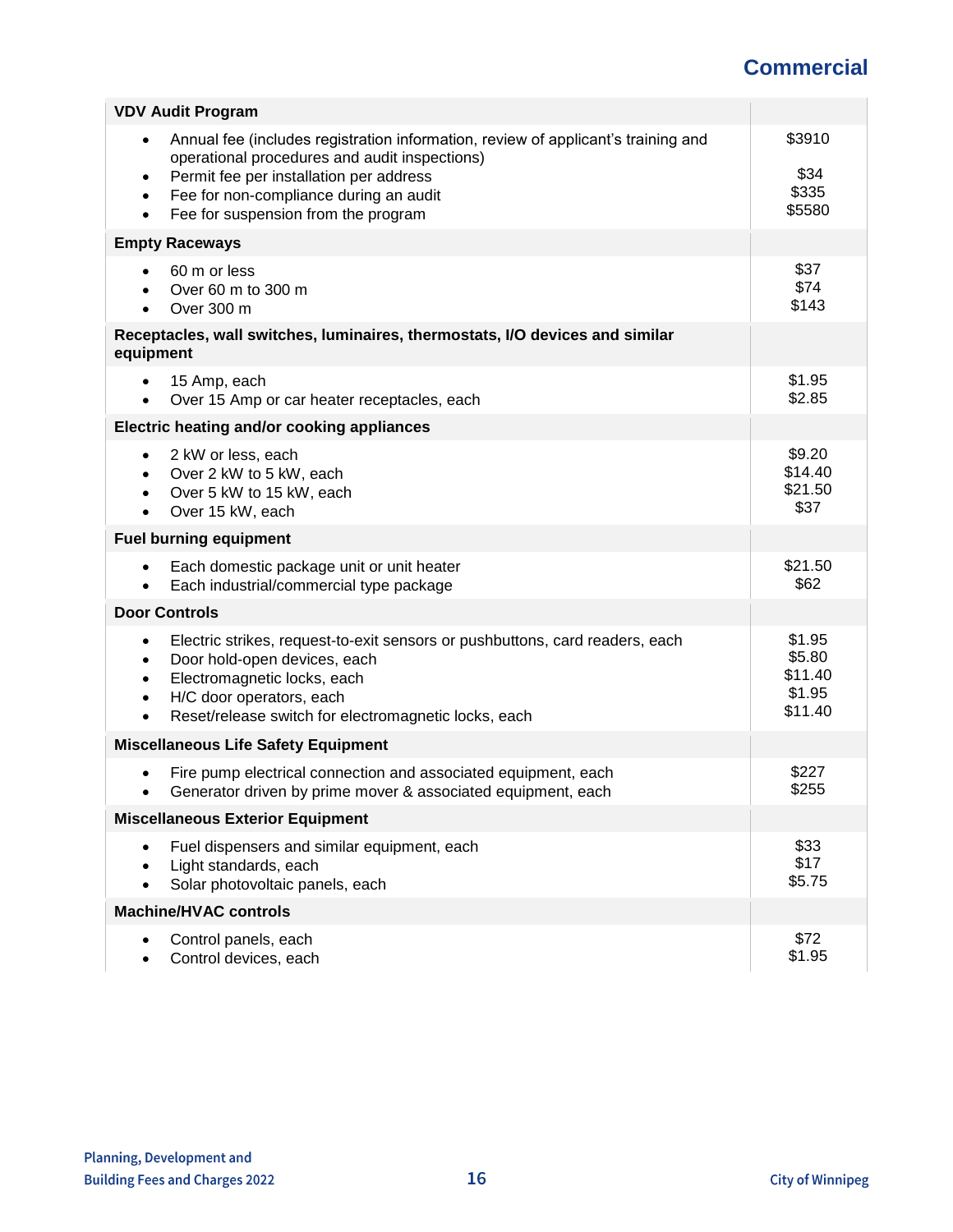## Commercial

| Item | Fee |
|---|---|
| **VDV Audit Program** | |
| • Annual fee (includes registration information, review of applicant's training and operational procedures and audit inspections) | $3910 |
| • Permit fee per installation per address | $34 |
| • Fee for non-compliance during an audit | $335 |
| • Fee for suspension from the program | $5580 |
| **Empty Raceways** | |
| • 60 m or less | $37 |
| • Over 60 m to 300 m | $74 |
| • Over 300 m | $143 |
| **Receptacles, wall switches, luminaires, thermostats, I/O devices and similar equipment** | |
| • 15 Amp, each | $1.95 |
| • Over 15 Amp or car heater receptacles, each | $2.85 |
| **Electric heating and/or cooking appliances** | |
| • 2 kW or less, each | $9.20 |
| • Over 2 kW to 5 kW, each | $14.40 |
| • Over 5 kW to 15 kW, each | $21.50 |
| • Over 15 kW, each | $37 |
| **Fuel burning equipment** | |
| • Each domestic package unit or unit heater | $21.50 |
| • Each industrial/commercial type package | $62 |
| **Door Controls** | |
| • Electric strikes, request-to-exit sensors or pushbuttons, card readers, each | $1.95 |
| • Door hold-open devices, each | $5.80 |
| • Electromagnetic locks, each | $11.40 |
| • H/C door operators, each | $1.95 |
| • Reset/release switch for electromagnetic locks, each | $11.40 |
| **Miscellaneous Life Safety Equipment** | |
| • Fire pump electrical connection and associated equipment, each | $227 |
| • Generator driven by prime mover & associated equipment, each | $255 |
| **Miscellaneous Exterior Equipment** | |
| • Fuel dispensers and similar equipment, each | $33 |
| • Light standards, each | $17 |
| • Solar photovoltaic panels, each | $5.75 |
| **Machine/HVAC controls** | |
| • Control panels, each | $72 |
| • Control devices, each | $1.95 |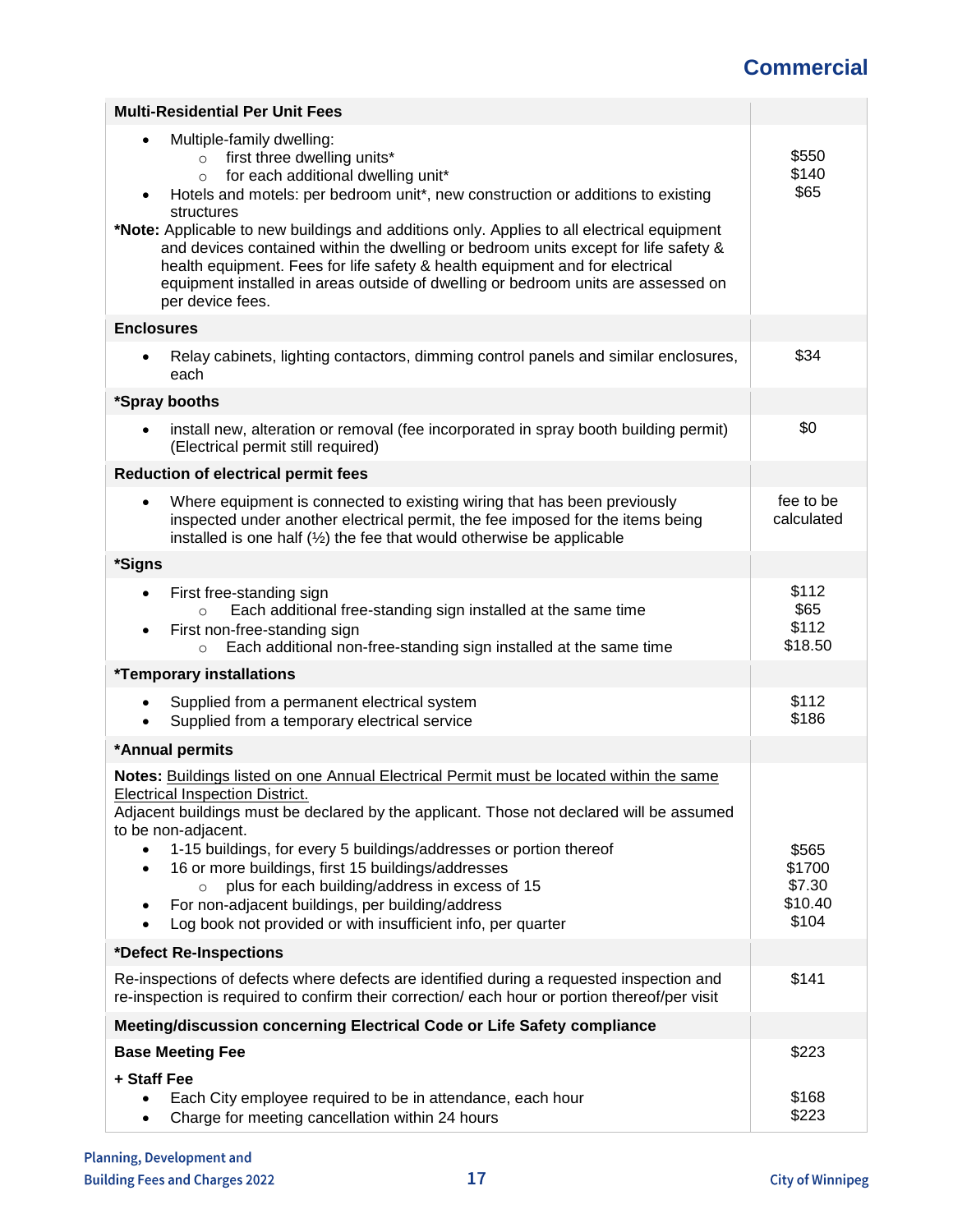## Commercial

| Multi-Residential Per Unit Fees | |
|---|---|
| • Multiple-family dwelling:<br>  ○ first three dwelling units*<br>  ○ for each additional dwelling unit*<br>• Hotels and motels: per bedroom unit*, new construction or additions to existing structures<br>**\*Note:** Applicable to new buildings and additions only. Applies to all electrical equipment and devices contained within the dwelling or bedroom units except for life safety & health equipment. Fees for life safety & health equipment and for electrical equipment installed in areas outside of dwelling or bedroom units are assessed on per device fees. | <br>$550<br>$140<br>$65 |
| **Enclosures** | |
| • Relay cabinets, lighting contactors, dimming control panels and similar enclosures, each | $34 |
| **\*Spray booths** | |
| • install new, alteration or removal (fee incorporated in spray booth building permit) (Electrical permit still required) | $0 |
| **Reduction of electrical permit fees** | |
| • Where equipment is connected to existing wiring that has been previously inspected under another electrical permit, the fee imposed for the items being installed is one half (½) the fee that would otherwise be applicable | fee to be calculated |
| **\*Signs** | |
| • First free-standing sign<br>  ○ Each additional free-standing sign installed at the same time<br>• First non-free-standing sign<br>  ○ Each additional non-free-standing sign installed at the same time | $112<br>$65<br>$112<br>$18.50 |
| **\*Temporary installations** | |
| • Supplied from a permanent electrical system<br>• Supplied from a temporary electrical service | $112<br>$186 |
| **\*Annual permits** | |
| **Notes:** <u>Buildings listed on one Annual Electrical Permit must be located within the same Electrical Inspection District.</u><br>Adjacent buildings must be declared by the applicant. Those not declared will be assumed to be non-adjacent.<br>• 1-15 buildings, for every 5 buildings/addresses or portion thereof<br>• 16 or more buildings, first 15 buildings/addresses<br>  ○ plus for each building/address in excess of 15<br>• For non-adjacent buildings, per building/address<br>• Log book not provided or with insufficient info, per quarter | <br><br><br>$565<br>$1700<br>$7.30<br>$10.40<br>$104 |
| **\*Defect Re-Inspections** | |
| Re-inspections of defects where defects are identified during a requested inspection and re-inspection is required to confirm their correction/ each hour or portion thereof/per visit | $141 |
| **Meeting/discussion concerning Electrical Code or Life Safety compliance** | |
| **Base Meeting Fee** | $223 |
| **+ Staff Fee**<br>• Each City employee required to be in attendance, each hour<br>• Charge for meeting cancellation within 24 hours | <br>$168<br>$223 |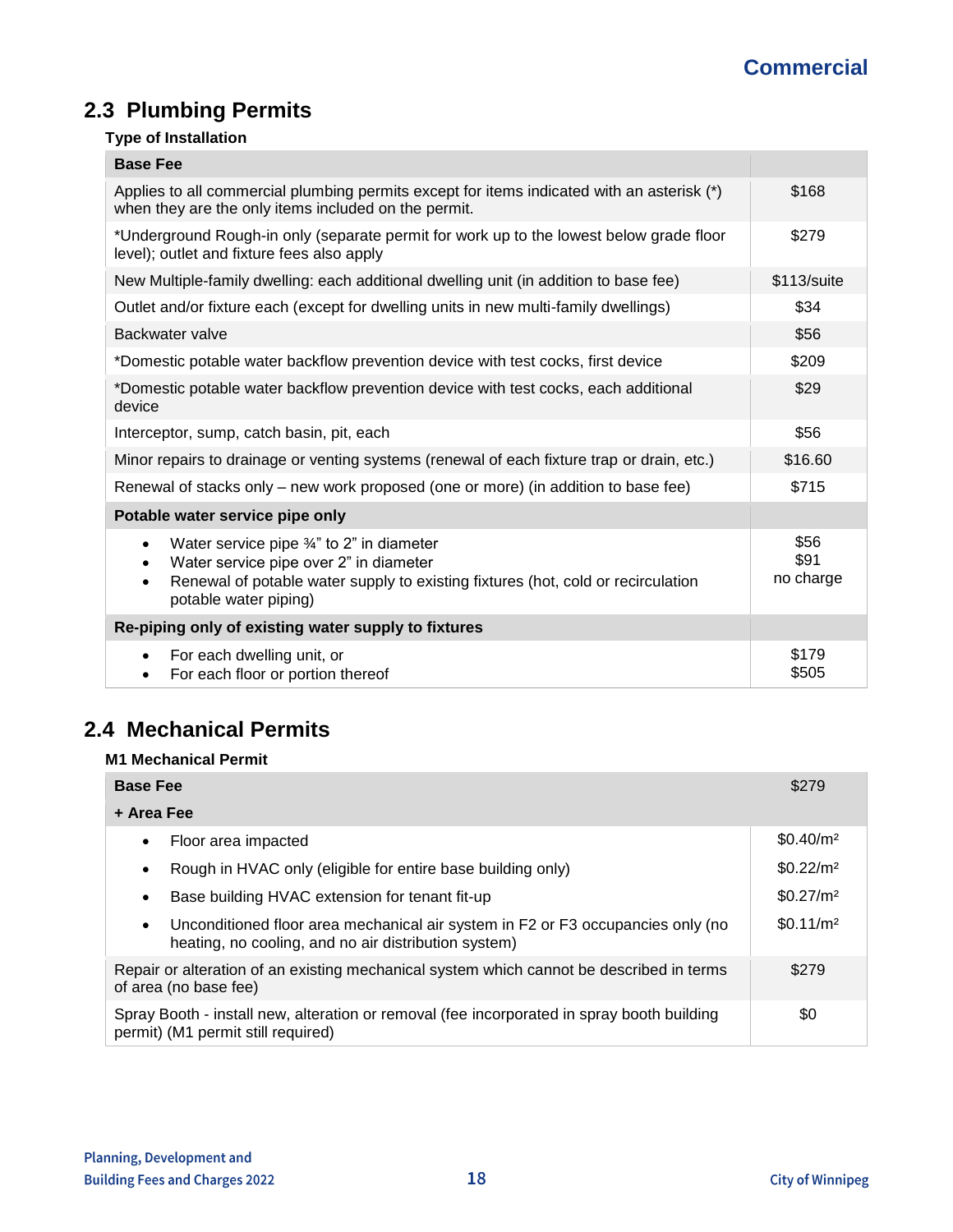## 2.3 Plumbing Permits

**Type of Installation**

| **Base Fee** | |
|---|---|
| Applies to all commercial plumbing permits except for items indicated with an asterisk (*) when they are the only items included on the permit. | $168 |
| *Underground Rough-in only (separate permit for work up to the lowest below grade floor level); outlet and fixture fees also apply | $279 |
| New Multiple-family dwelling: each additional dwelling unit (in addition to base fee) | $113/suite |
| Outlet and/or fixture each (except for dwelling units in new multi-family dwellings) | $34 |
| Backwater valve | $56 |
| *Domestic potable water backflow prevention device with test cocks, first device | $209 |
| *Domestic potable water backflow prevention device with test cocks, each additional device | $29 |
| Interceptor, sump, catch basin, pit, each | $56 |
| Minor repairs to drainage or venting systems (renewal of each fixture trap or drain, etc.) | $16.60 |
| Renewal of stacks only – new work proposed (one or more) (in addition to base fee) | $715 |
| **Potable water service pipe only** | |
| • Water service pipe ¾" to 2" in diameter | $56 |
| • Water service pipe over 2" in diameter | $91 |
| • Renewal of potable water supply to existing fixtures (hot, cold or recirculation potable water piping) | no charge |
| **Re-piping only of existing water supply to fixtures** | |
| • For each dwelling unit, or | $179 |
| • For each floor or portion thereof | $505 |

## 2.4 Mechanical Permits

**M1 Mechanical Permit**

| **Base Fee** | $279 |
|---|---|
| **+ Area Fee** | |
| • Floor area impacted | $0.40/m² |
| • Rough in HVAC only (eligible for entire base building only) | $0.22/m² |
| • Base building HVAC extension for tenant fit-up | $0.27/m² |
| • Unconditioned floor area mechanical air system in F2 or F3 occupancies only (no heating, no cooling, and no air distribution system) | $0.11/m² |
| Repair or alteration of an existing mechanical system which cannot be described in terms of area (no base fee) | $279 |
| Spray Booth - install new, alteration or removal (fee incorporated in spray booth building permit) (M1 permit still required) | $0 |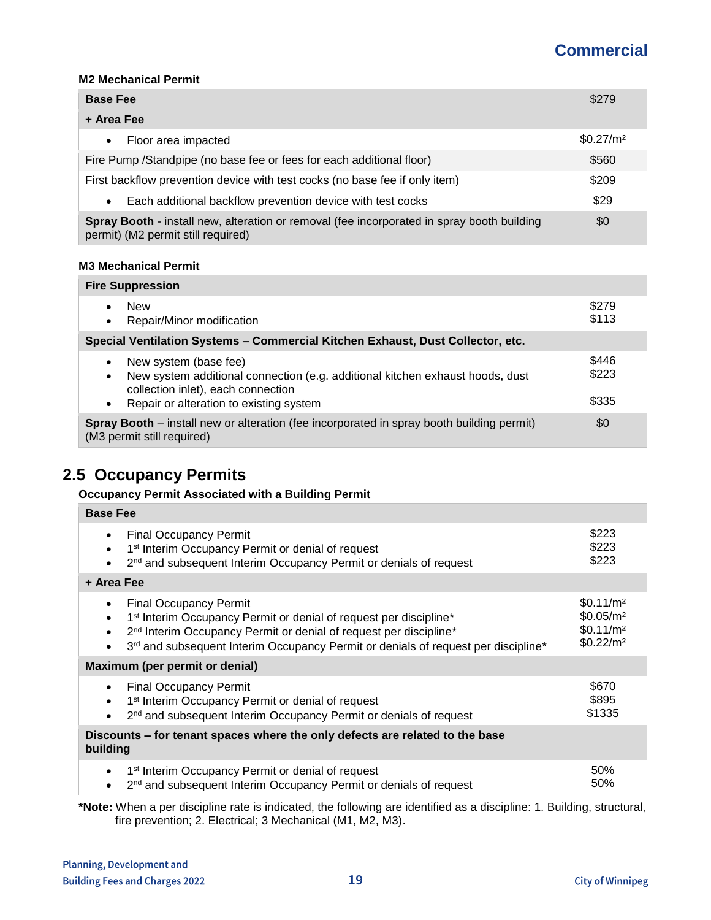## Commercial

**M2 Mechanical Permit**

| Item | Fee |
|---|---|
| **Base Fee** | $279 |
| **+ Area Fee** | |
| • Floor area impacted | $0.27/m² |
| Fire Pump /Standpipe (no base fee or fees for each additional floor) | $560 |
| First backflow prevention device with test cocks (no base fee if only item) | $209 |
| • Each additional backflow prevention device with test cocks | $29 |
| **Spray Booth** - install new, alteration or removal (fee incorporated in spray booth building permit) (M2 permit still required) | $0 |

**M3 Mechanical Permit**

| Item | Fee |
|---|---|
| **Fire Suppression** | |
| • New | $279 |
| • Repair/Minor modification | $113 |
| **Special Ventilation Systems – Commercial Kitchen Exhaust, Dust Collector, etc.** | |
| • New system (base fee) | $446 |
| • New system additional connection (e.g. additional kitchen exhaust hoods, dust collection inlet), each connection | $223 |
| • Repair or alteration to existing system | $335 |
| **Spray Booth** – install new or alteration (fee incorporated in spray booth building permit) (M3 permit still required) | $0 |

## 2.5 Occupancy Permits

**Occupancy Permit Associated with a Building Permit**

| Item | Fee |
|---|---|
| **Base Fee** | |
| • Final Occupancy Permit | $223 |
| • 1st Interim Occupancy Permit or denial of request | $223 |
| • 2nd and subsequent Interim Occupancy Permit or denials of request | $223 |
| **+ Area Fee** | |
| • Final Occupancy Permit | $0.11/m² |
| • 1st Interim Occupancy Permit or denial of request per discipline* | $0.05/m² |
| • 2nd Interim Occupancy Permit or denial of request per discipline* | $0.11/m² |
| • 3rd and subsequent Interim Occupancy Permit or denials of request per discipline* | $0.22/m² |
| **Maximum (per permit or denial)** | |
| • Final Occupancy Permit | $670 |
| • 1st Interim Occupancy Permit or denial of request | $895 |
| • 2nd and subsequent Interim Occupancy Permit or denials of request | $1335 |
| **Discounts – for tenant spaces where the only defects are related to the base building** | |
| • 1st Interim Occupancy Permit or denial of request | 50% |
| • 2nd and subsequent Interim Occupancy Permit or denials of request | 50% |

***Note:** When a per discipline rate is indicated, the following are identified as a discipline: 1. Building, structural, fire prevention; 2. Electrical; 3 Mechanical (M1, M2, M3).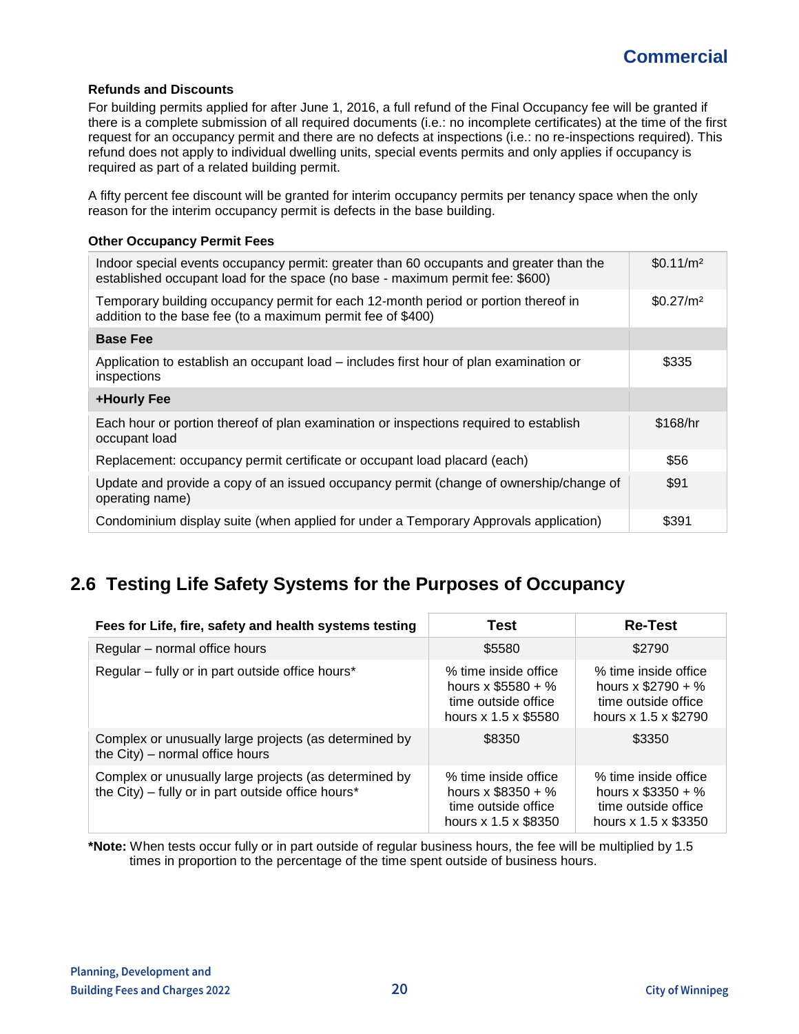#### Refunds and Discounts

For building permits applied for after June 1, 2016, a full refund of the Final Occupancy fee will be granted if there is a complete submission of all required documents (i.e.: no incomplete certificates) at the time of the first request for an occupancy permit and there are no defects at inspections (i.e.: no re-inspections required). This refund does not apply to individual dwelling units, special events permits and only applies if occupancy is required as part of a related building permit.

A fifty percent fee discount will be granted for interim occupancy permits per tenancy space when the only reason for the interim occupancy permit is defects in the base building.

#### Other Occupancy Permit Fees

| | |
|---|---|
| Indoor special events occupancy permit: greater than 60 occupants and greater than the established occupant load for the space (no base - maximum permit fee: $600) | $0.11/m² |
| Temporary building occupancy permit for each 12-month period or portion thereof in addition to the base fee (to a maximum permit fee of $400) | $0.27/m² |
| **Base Fee** | |
| Application to establish an occupant load – includes first hour of plan examination or inspections | $335 |
| **+Hourly Fee** | |
| Each hour or portion thereof of plan examination or inspections required to establish occupant load | $168/hr |
| Replacement: occupancy permit certificate or occupant load placard (each) | $56 |
| Update and provide a copy of an issued occupancy permit (change of ownership/change of operating name) | $91 |
| Condominium display suite (when applied for under a Temporary Approvals application) | $391 |

## 2.6 Testing Life Safety Systems for the Purposes of Occupancy

| Fees for Life, fire, safety and health systems testing | Test | Re-Test |
|---|---|---|
| Regular – normal office hours | $5580 | $2790 |
| Regular – fully or in part outside office hours* | % time inside office hours x $5580 + % time outside office hours x 1.5 x $5580 | % time inside office hours x $2790 + % time outside office hours x 1.5 x $2790 |
| Complex or unusually large projects (as determined by the City) – normal office hours | $8350 | $3350 |
| Complex or unusually large projects (as determined by the City) – fully or in part outside office hours* | % time inside office hours x $8350 + % time outside office hours x 1.5 x $8350 | % time inside office hours x $3350 + % time outside office hours x 1.5 x $3350 |

**\*Note:** When tests occur fully or in part outside of regular business hours, the fee will be multiplied by 1.5 times in proportion to the percentage of the time spent outside of business hours.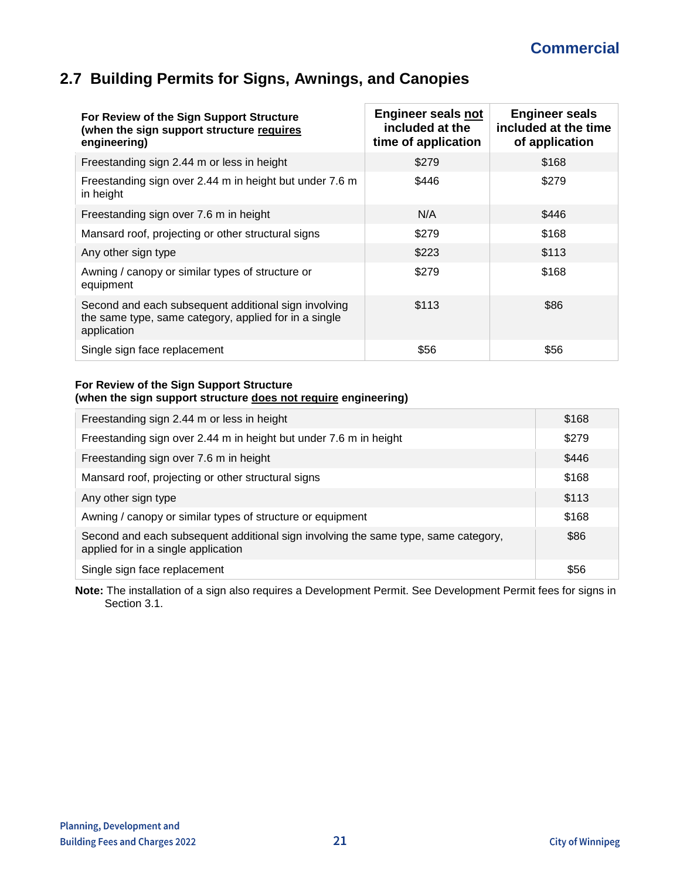## 2.7 Building Permits for Signs, Awnings, and Canopies

| **For Review of the Sign Support Structure (when the sign support structure requires engineering)** | **Engineer seals not included at the time of application** | **Engineer seals included at the time of application** |
|---|---|---|
| Freestanding sign 2.44 m or less in height | $279 | $168 |
| Freestanding sign over 2.44 m in height but under 7.6 m in height | $446 | $279 |
| Freestanding sign over 7.6 m in height | N/A | $446 |
| Mansard roof, projecting or other structural signs | $279 | $168 |
| Any other sign type | $223 | $113 |
| Awning / canopy or similar types of structure or equipment | $279 | $168 |
| Second and each subsequent additional sign involving the same type, same category, applied for in a single application | $113 | $86 |
| Single sign face replacement | $56 | $56 |

**For Review of the Sign Support Structure**
**(when the sign support structure does not require engineering)**

| Item | Fee |
|---|---|
| Freestanding sign 2.44 m or less in height | $168 |
| Freestanding sign over 2.44 m in height but under 7.6 m in height | $279 |
| Freestanding sign over 7.6 m in height | $446 |
| Mansard roof, projecting or other structural signs | $168 |
| Any other sign type | $113 |
| Awning / canopy or similar types of structure or equipment | $168 |
| Second and each subsequent additional sign involving the same type, same category, applied for in a single application | $86 |
| Single sign face replacement | $56 |

**Note:** The installation of a sign also requires a Development Permit. See Development Permit fees for signs in Section 3.1.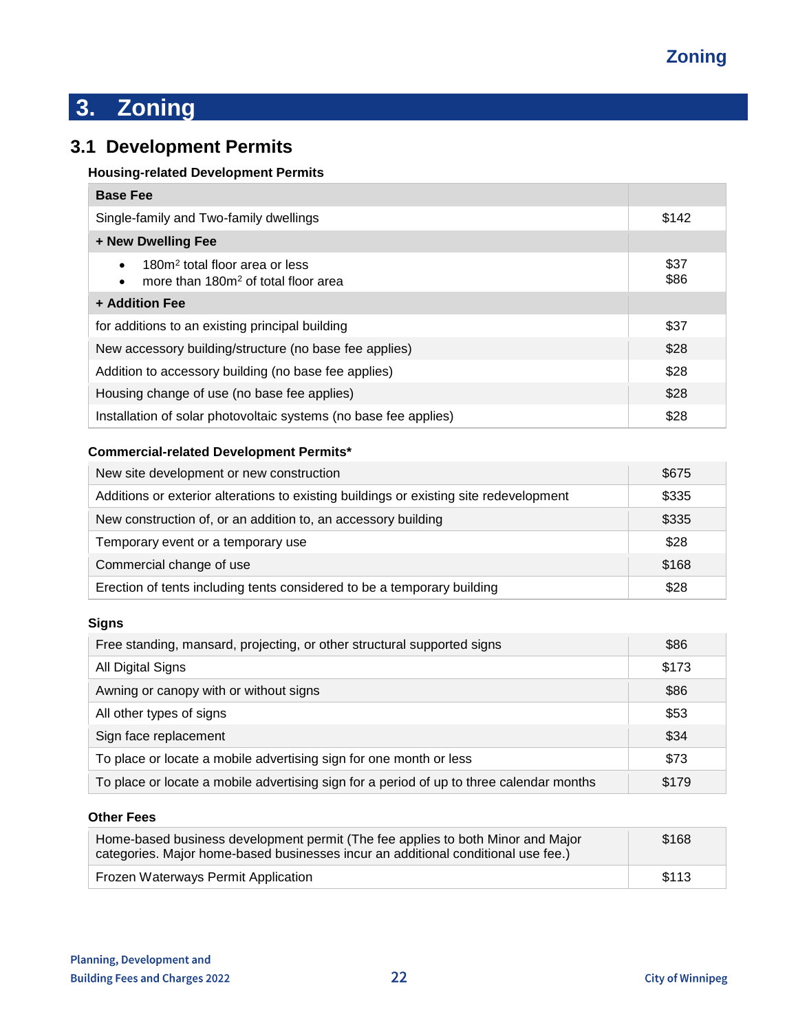# 3. Zoning

## 3.1 Development Permits

**Housing-related Development Permits**

| **Base Fee** | |
|---|---|
| Single-family and Two-family dwellings | $142 |
| **+ New Dwelling Fee** | |
| • 180m² total floor area or less<br>• more than 180m² of total floor area | $37<br>$86 |
| **+ Addition Fee** | |
| for additions to an existing principal building | $37 |
| New accessory building/structure (no base fee applies) | $28 |
| Addition to accessory building (no base fee applies) | $28 |
| Housing change of use (no base fee applies) | $28 |
| Installation of solar photovoltaic systems (no base fee applies) | $28 |

**Commercial-related Development Permits***

| | |
|---|---|
| New site development or new construction | $675 |
| Additions or exterior alterations to existing buildings or existing site redevelopment | $335 |
| New construction of, or an addition to, an accessory building | $335 |
| Temporary event or a temporary use | $28 |
| Commercial change of use | $168 |
| Erection of tents including tents considered to be a temporary building | $28 |

**Signs**

| | |
|---|---|
| Free standing, mansard, projecting, or other structural supported signs | $86 |
| All Digital Signs | $173 |
| Awning or canopy with or without signs | $86 |
| All other types of signs | $53 |
| Sign face replacement | $34 |
| To place or locate a mobile advertising sign for one month or less | $73 |
| To place or locate a mobile advertising sign for a period of up to three calendar months | $179 |

**Other Fees**

| | |
|---|---|
| Home-based business development permit (The fee applies to both Minor and Major categories. Major home-based businesses incur an additional conditional use fee.) | $168 |
| Frozen Waterways Permit Application | $113 |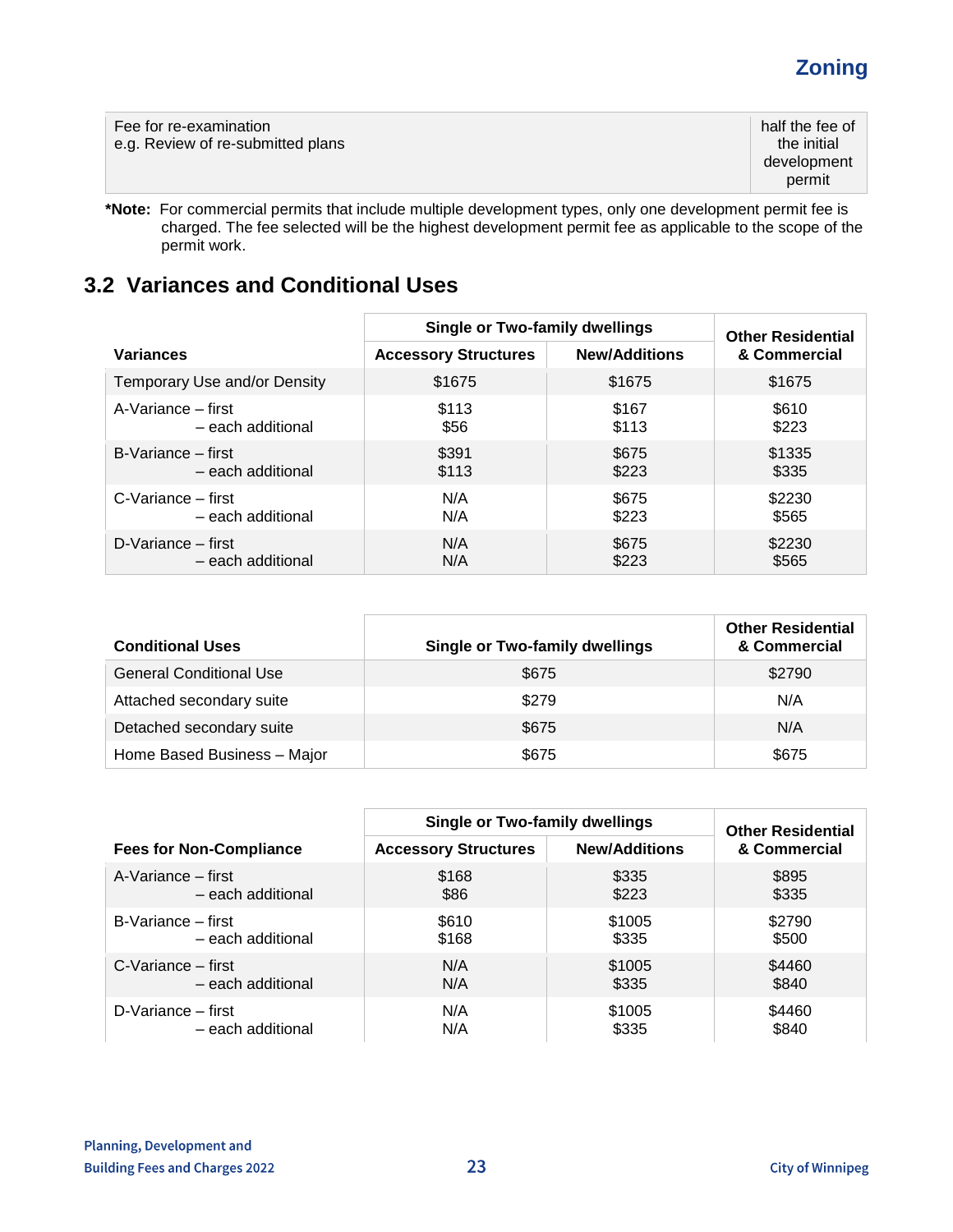| | |
|---|---|
| Fee for re-examination<br>e.g. Review of re-submitted plans | half the fee of the initial development permit |

***Note:** For commercial permits that include multiple development types, only one development permit fee is charged. The fee selected will be the highest development permit fee as applicable to the scope of the permit work.

## 3.2 Variances and Conditional Uses

| Variances | Single or Two-family dwellings | | Other Residential & Commercial |
|---|---|---|---|
| | Accessory Structures | New/Additions | |
| Temporary Use and/or Density | $1675 | $1675 | $1675 |
| A-Variance – first<br>– each additional | $113<br>$56 | $167<br>$113 | $610<br>$223 |
| B-Variance – first<br>– each additional | $391<br>$113 | $675<br>$223 | $1335<br>$335 |
| C-Variance – first<br>– each additional | N/A<br>N/A | $675<br>$223 | $2230<br>$565 |
| D-Variance – first<br>– each additional | N/A<br>N/A | $675<br>$223 | $2230<br>$565 |

| Conditional Uses | Single or Two-family dwellings | Other Residential & Commercial |
|---|---|---|
| General Conditional Use | $675 | $2790 |
| Attached secondary suite | $279 | N/A |
| Detached secondary suite | $675 | N/A |
| Home Based Business – Major | $675 | $675 |

| Fees for Non-Compliance | Single or Two-family dwellings | | Other Residential & Commercial |
|---|---|---|---|
| | Accessory Structures | New/Additions | |
| A-Variance – first<br>– each additional | $168<br>$86 | $335<br>$223 | $895<br>$335 |
| B-Variance – first<br>– each additional | $610<br>$168 | $1005<br>$335 | $2790<br>$500 |
| C-Variance – first<br>– each additional | N/A<br>N/A | $1005<br>$335 | $4460<br>$840 |
| D-Variance – first<br>– each additional | N/A<br>N/A | $1005<br>$335 | $4460<br>$840 |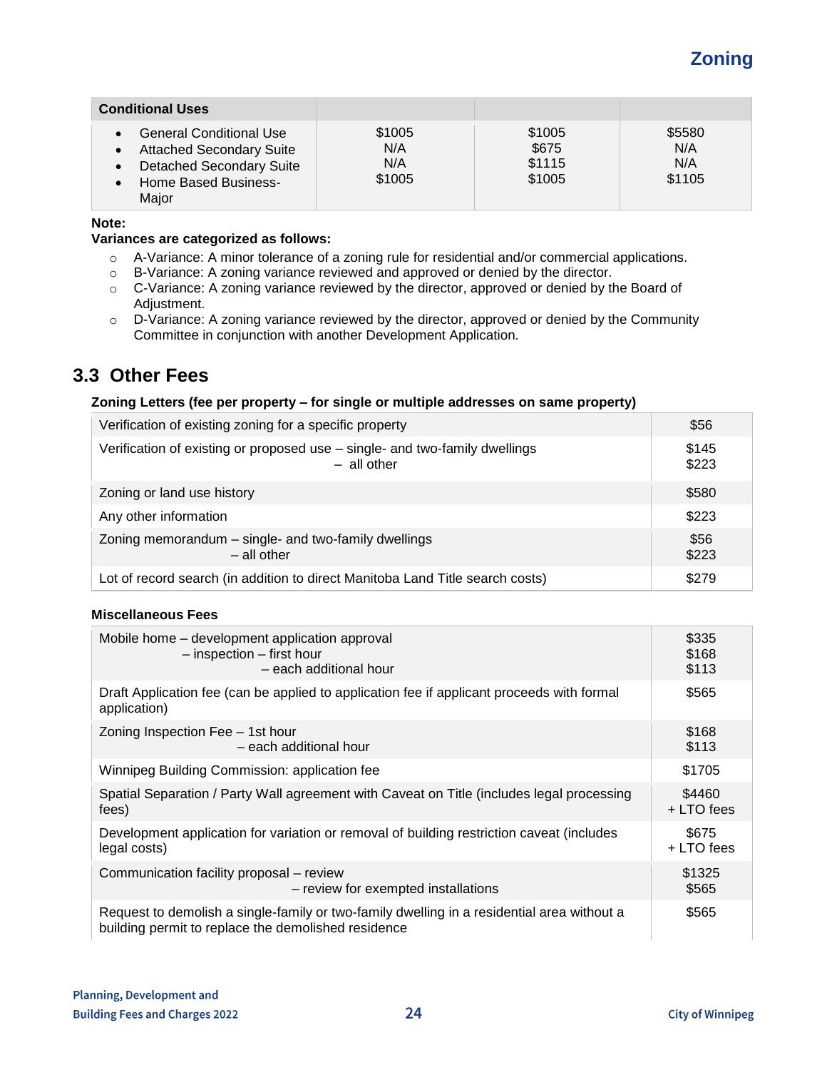| Conditional Uses | | | |
|---|---|---|---|
| • General Conditional Use<br>• Attached Secondary Suite<br>• Detached Secondary Suite<br>• Home Based Business-Major | $1005<br>N/A<br>N/A<br>$1005 | $1005<br>$675<br>$1115<br>$1005 | $5580<br>N/A<br>N/A<br>$1105 |

**Note:**

**Variances are categorized as follows:**

- A-Variance: A minor tolerance of a zoning rule for residential and/or commercial applications.
- B-Variance: A zoning variance reviewed and approved or denied by the director.
- C-Variance: A zoning variance reviewed by the director, approved or denied by the Board of Adjustment.
- D-Variance: A zoning variance reviewed by the director, approved or denied by the Community Committee in conjunction with another Development Application.

## 3.3 Other Fees

**Zoning Letters (fee per property – for single or multiple addresses on same property)**

| Item | Fee |
|---|---|
| Verification of existing zoning for a specific property | $56 |
| Verification of existing or proposed use – single- and two-family dwellings<br>– all other | $145<br>$223 |
| Zoning or land use history | $580 |
| Any other information | $223 |
| Zoning memorandum – single- and two-family dwellings<br>– all other | $56<br>$223 |
| Lot of record search (in addition to direct Manitoba Land Title search costs) | $279 |

**Miscellaneous Fees**

| Item | Fee |
|---|---|
| Mobile home – development application approval<br>– inspection – first hour<br>– each additional hour | $335<br>$168<br>$113 |
| Draft Application fee (can be applied to application fee if applicant proceeds with formal application) | $565 |
| Zoning Inspection Fee – 1st hour<br>– each additional hour | $168<br>$113 |
| Winnipeg Building Commission: application fee | $1705 |
| Spatial Separation / Party Wall agreement with Caveat on Title (includes legal processing fees) | $4460<br>+ LTO fees |
| Development application for variation or removal of building restriction caveat (includes legal costs) | $675<br>+ LTO fees |
| Communication facility proposal – review<br>– review for exempted installations | $1325<br>$565 |
| Request to demolish a single-family or two-family dwelling in a residential area without a building permit to replace the demolished residence | $565 |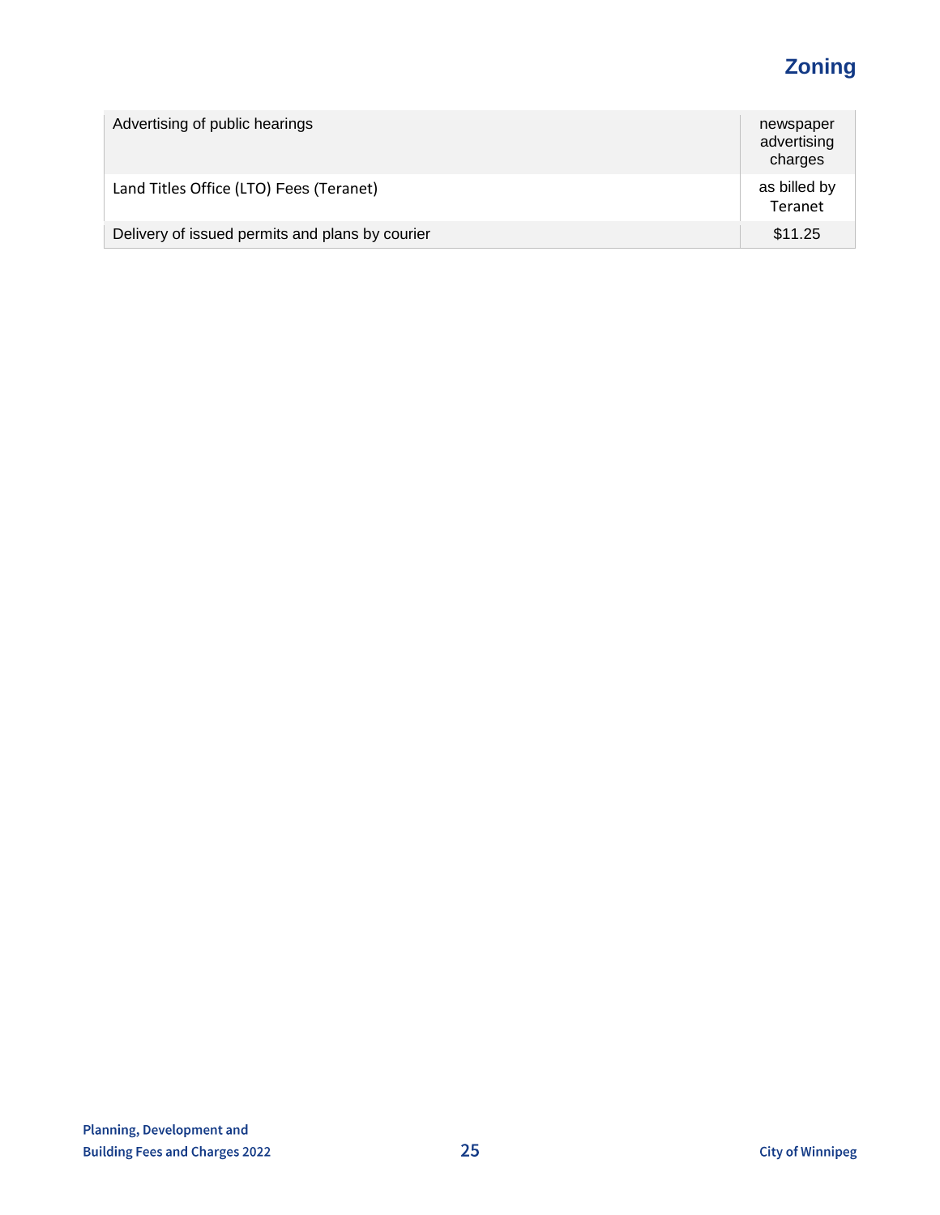# Zoning

| | |
|---|---|
| Advertising of public hearings | newspaper advertising charges |
| Land Titles Office (LTO) Fees (Teranet) | as billed by Teranet |
| Delivery of issued permits and plans by courier | $11.25 |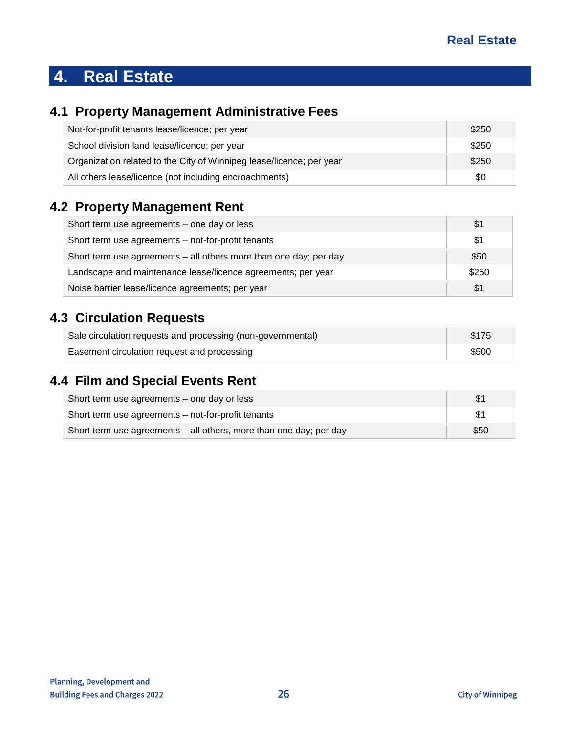# 4. Real Estate

## 4.1 Property Management Administrative Fees

| Description | Fee |
|---|---|
| Not-for-profit tenants lease/licence; per year | $250 |
| School division land lease/licence; per year | $250 |
| Organization related to the City of Winnipeg lease/licence; per year | $250 |
| All others lease/licence (not including encroachments) | $0 |

## 4.2 Property Management Rent

| Description | Fee |
|---|---|
| Short term use agreements – one day or less | $1 |
| Short term use agreements – not-for-profit tenants | $1 |
| Short term use agreements – all others more than one day; per day | $50 |
| Landscape and maintenance lease/licence agreements; per year | $250 |
| Noise barrier lease/licence agreements; per year | $1 |

## 4.3 Circulation Requests

| Description | Fee |
|---|---|
| Sale circulation requests and processing (non-governmental) | $175 |
| Easement circulation request and processing | $500 |

## 4.4 Film and Special Events Rent

| Description | Fee |
|---|---|
| Short term use agreements – one day or less | $1 |
| Short term use agreements – not-for-profit tenants | $1 |
| Short term use agreements – all others, more than one day; per day | $50 |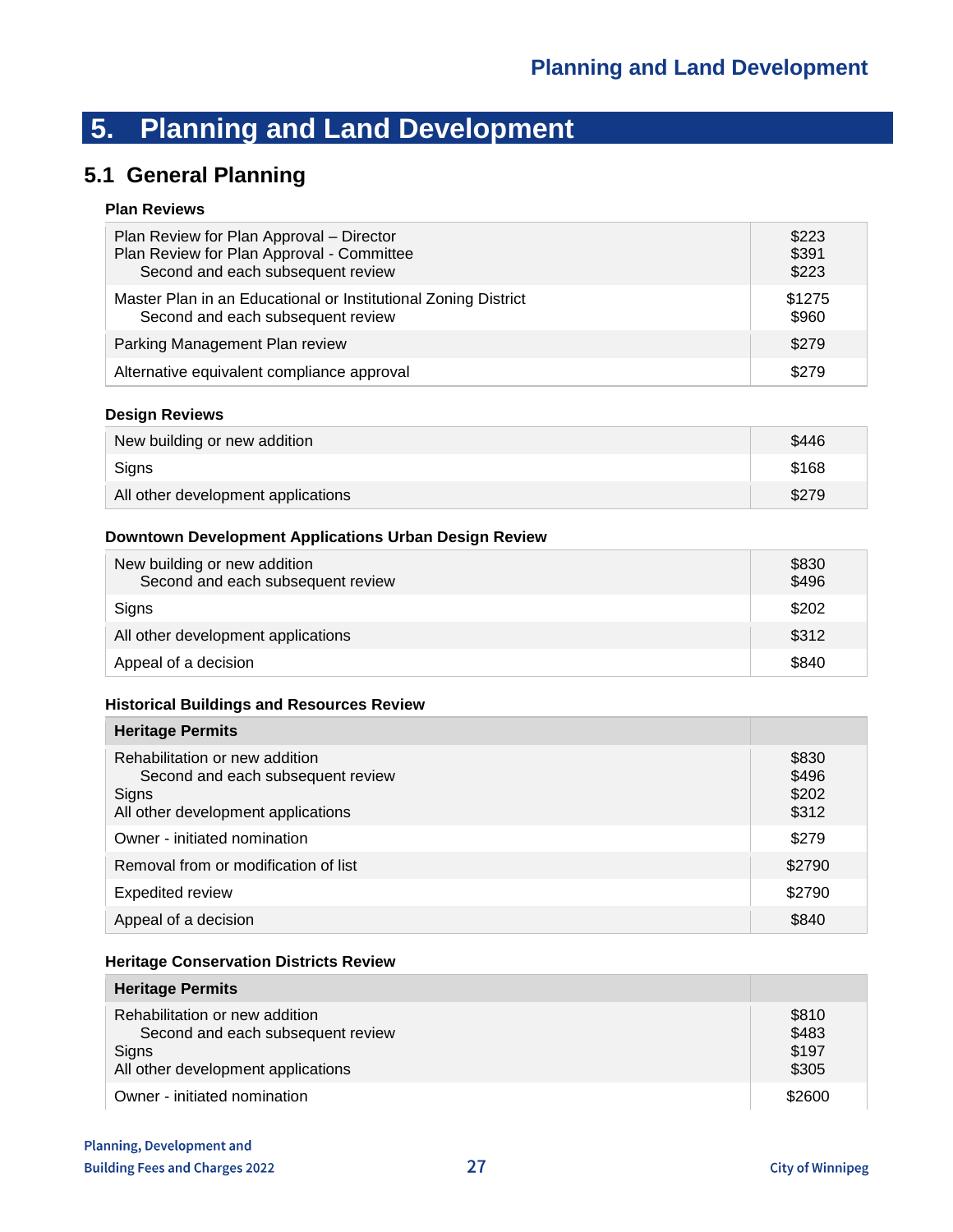# 5. Planning and Land Development

## 5.1 General Planning

**Plan Reviews**

| | |
|---|---|
| Plan Review for Plan Approval – Director | $223 |
| Plan Review for Plan Approval - Committee | $391 |
| Second and each subsequent review | $223 |
| Master Plan in an Educational or Institutional Zoning District | $1275 |
| Second and each subsequent review | $960 |
| Parking Management Plan review | $279 |
| Alternative equivalent compliance approval | $279 |

**Design Reviews**

| | |
|---|---|
| New building or new addition | $446 |
| Signs | $168 |
| All other development applications | $279 |

**Downtown Development Applications Urban Design Review**

| | |
|---|---|
| New building or new addition | $830 |
| Second and each subsequent review | $496 |
| Signs | $202 |
| All other development applications | $312 |
| Appeal of a decision | $840 |

**Historical Buildings and Resources Review**

| **Heritage Permits** | |
|---|---|
| Rehabilitation or new addition | $830 |
| Second and each subsequent review | $496 |
| Signs | $202 |
| All other development applications | $312 |
| Owner - initiated nomination | $279 |
| Removal from or modification of list | $2790 |
| Expedited review | $2790 |
| Appeal of a decision | $840 |

**Heritage Conservation Districts Review**

| **Heritage Permits** | |
|---|---|
| Rehabilitation or new addition | $810 |
| Second and each subsequent review | $483 |
| Signs | $197 |
| All other development applications | $305 |
| Owner - initiated nomination | $2600 |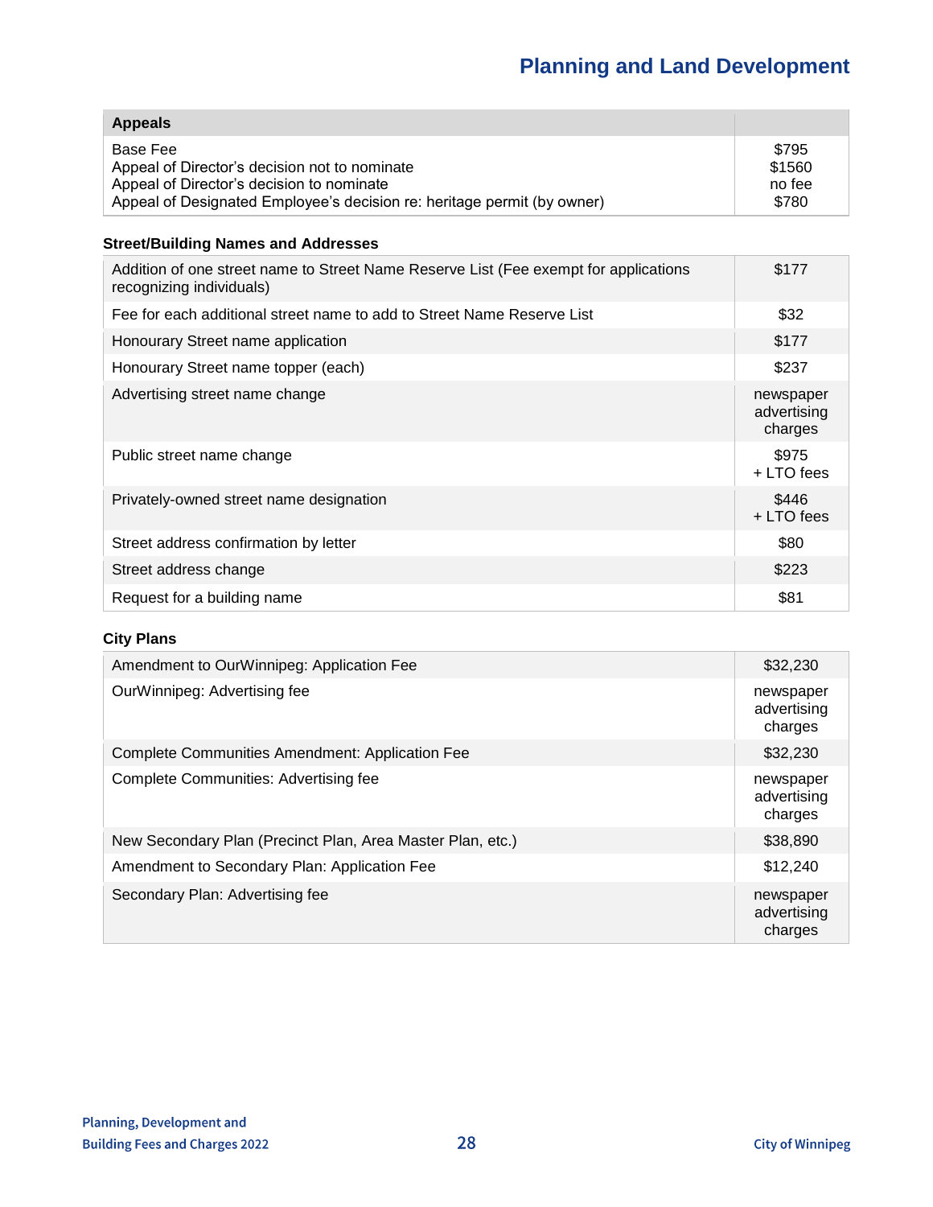# Planning and Land Development

| Appeals | |
|---|---|
| Base Fee<br>Appeal of Director's decision not to nominate<br>Appeal of Director's decision to nominate<br>Appeal of Designated Employee's decision re: heritage permit (by owner) | $795<br>$1560<br>no fee<br>$780 |

### Street/Building Names and Addresses

| | |
|---|---|
| Addition of one street name to Street Name Reserve List (Fee exempt for applications recognizing individuals) | $177 |
| Fee for each additional street name to add to Street Name Reserve List | $32 |
| Honourary Street name application | $177 |
| Honourary Street name topper (each) | $237 |
| Advertising street name change | newspaper advertising charges |
| Public street name change | $975 + LTO fees |
| Privately-owned street name designation | $446 + LTO fees |
| Street address confirmation by letter | $80 |
| Street address change | $223 |
| Request for a building name | $81 |

### City Plans

| | |
|---|---|
| Amendment to OurWinnipeg: Application Fee | $32,230 |
| OurWinnipeg: Advertising fee | newspaper advertising charges |
| Complete Communities Amendment: Application Fee | $32,230 |
| Complete Communities: Advertising fee | newspaper advertising charges |
| New Secondary Plan (Precinct Plan, Area Master Plan, etc.) | $38,890 |
| Amendment to Secondary Plan: Application Fee | $12,240 |
| Secondary Plan: Advertising fee | newspaper advertising charges |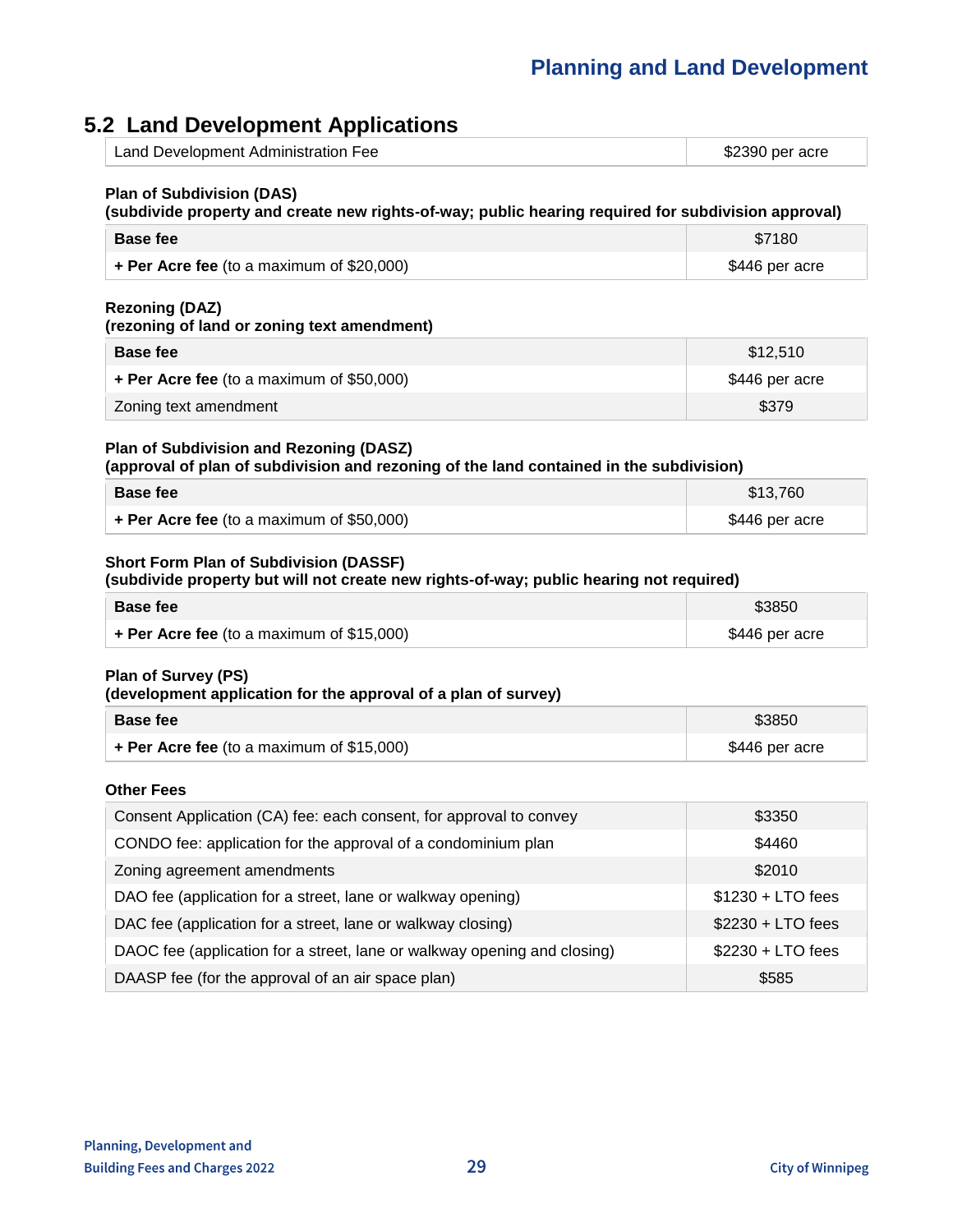## 5.2 Land Development Applications

| Land Development Administration Fee | $2390 per acre |
|---|---|

**Plan of Subdivision (DAS)**
**(subdivide property and create new rights-of-way; public hearing required for subdivision approval)**

| **Base fee** | $7180 |
|---|---|
| **+ Per Acre fee** (to a maximum of $20,000) | $446 per acre |

**Rezoning (DAZ)**
**(rezoning of land or zoning text amendment)**

| **Base fee** | $12,510 |
|---|---|
| **+ Per Acre fee** (to a maximum of $50,000) | $446 per acre |
| Zoning text amendment | $379 |

**Plan of Subdivision and Rezoning (DASZ)**
**(approval of plan of subdivision and rezoning of the land contained in the subdivision)**

| **Base fee** | $13,760 |
|---|---|
| **+ Per Acre fee** (to a maximum of $50,000) | $446 per acre |

**Short Form Plan of Subdivision (DASSF)**
**(subdivide property but will not create new rights-of-way; public hearing not required)**

| **Base fee** | $3850 |
|---|---|
| **+ Per Acre fee** (to a maximum of $15,000) | $446 per acre |

**Plan of Survey (PS)**
**(development application for the approval of a plan of survey)**

| **Base fee** | $3850 |
|---|---|
| **+ Per Acre fee** (to a maximum of $15,000) | $446 per acre |

**Other Fees**

| Consent Application (CA) fee: each consent, for approval to convey | $3350 |
|---|---|
| CONDO fee: application for the approval of a condominium plan | $4460 |
| Zoning agreement amendments | $2010 |
| DAO fee (application for a street, lane or walkway opening) | $1230 + LTO fees |
| DAC fee (application for a street, lane or walkway closing) | $2230 + LTO fees |
| DAOC fee (application for a street, lane or walkway opening and closing) | $2230 + LTO fees |
| DAASP fee (for the approval of an air space plan) | $585 |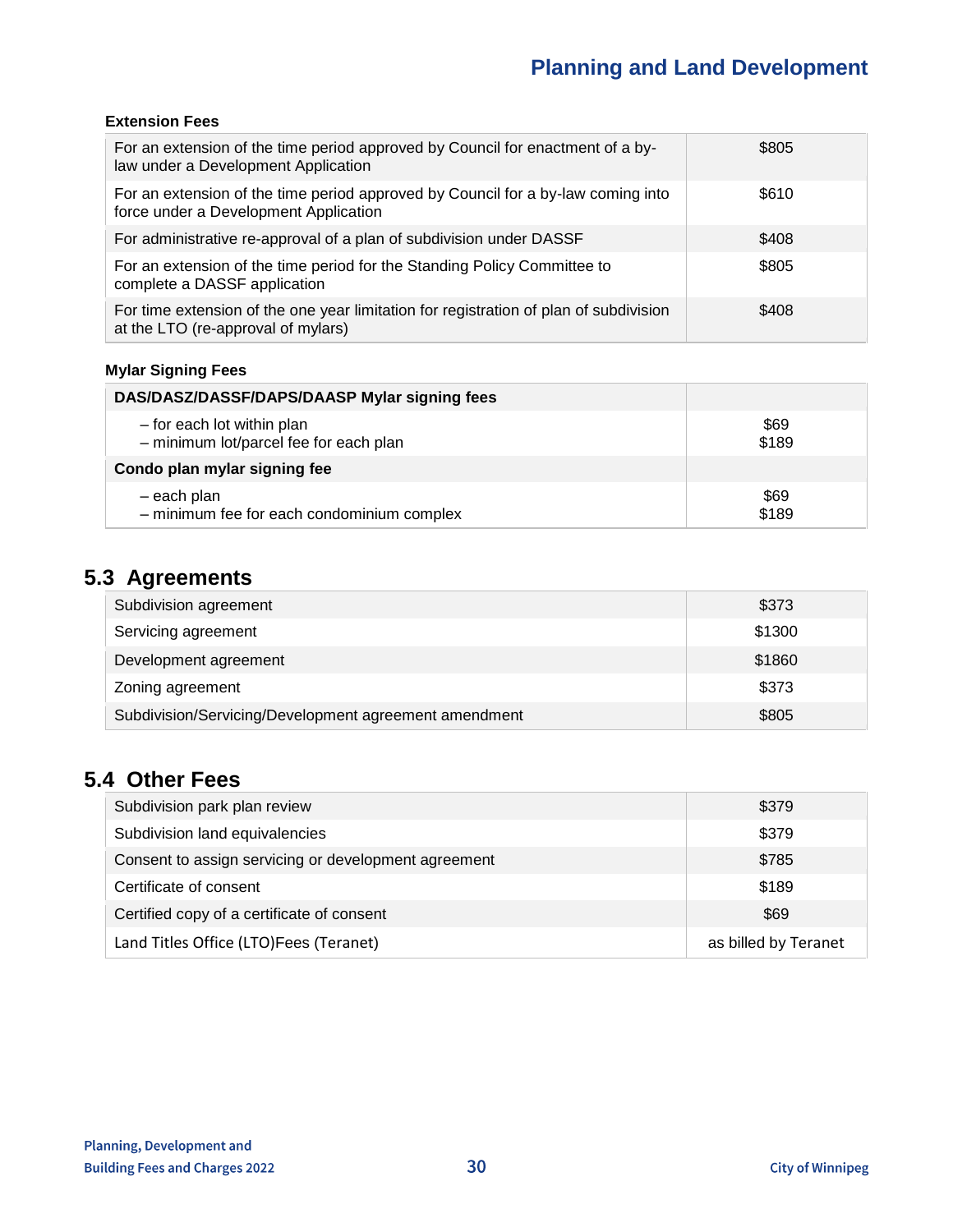**Extension Fees**

| | |
|---|---|
| For an extension of the time period approved by Council for enactment of a by-law under a Development Application | $805 |
| For an extension of the time period approved by Council for a by-law coming into force under a Development Application | $610 |
| For administrative re-approval of a plan of subdivision under DASSF | $408 |
| For an extension of the time period for the Standing Policy Committee to complete a DASSF application | $805 |
| For time extension of the one year limitation for registration of plan of subdivision at the LTO (re-approval of mylars) | $408 |

**Mylar Signing Fees**

| **DAS/DASZ/DASSF/DAPS/DAASP Mylar signing fees** | |
|---|---|
| – for each lot within plan<br>– minimum lot/parcel fee for each plan | $69<br>$189 |
| **Condo plan mylar signing fee** | |
| – each plan<br>– minimum fee for each condominium complex | $69<br>$189 |

## 5.3 Agreements

| | |
|---|---|
| Subdivision agreement | $373 |
| Servicing agreement | $1300 |
| Development agreement | $1860 |
| Zoning agreement | $373 |
| Subdivision/Servicing/Development agreement amendment | $805 |

## 5.4 Other Fees

| | |
|---|---|
| Subdivision park plan review | $379 |
| Subdivision land equivalencies | $379 |
| Consent to assign servicing or development agreement | $785 |
| Certificate of consent | $189 |
| Certified copy of a certificate of consent | $69 |
| Land Titles Office (LTO)Fees (Teranet) | as billed by Teranet |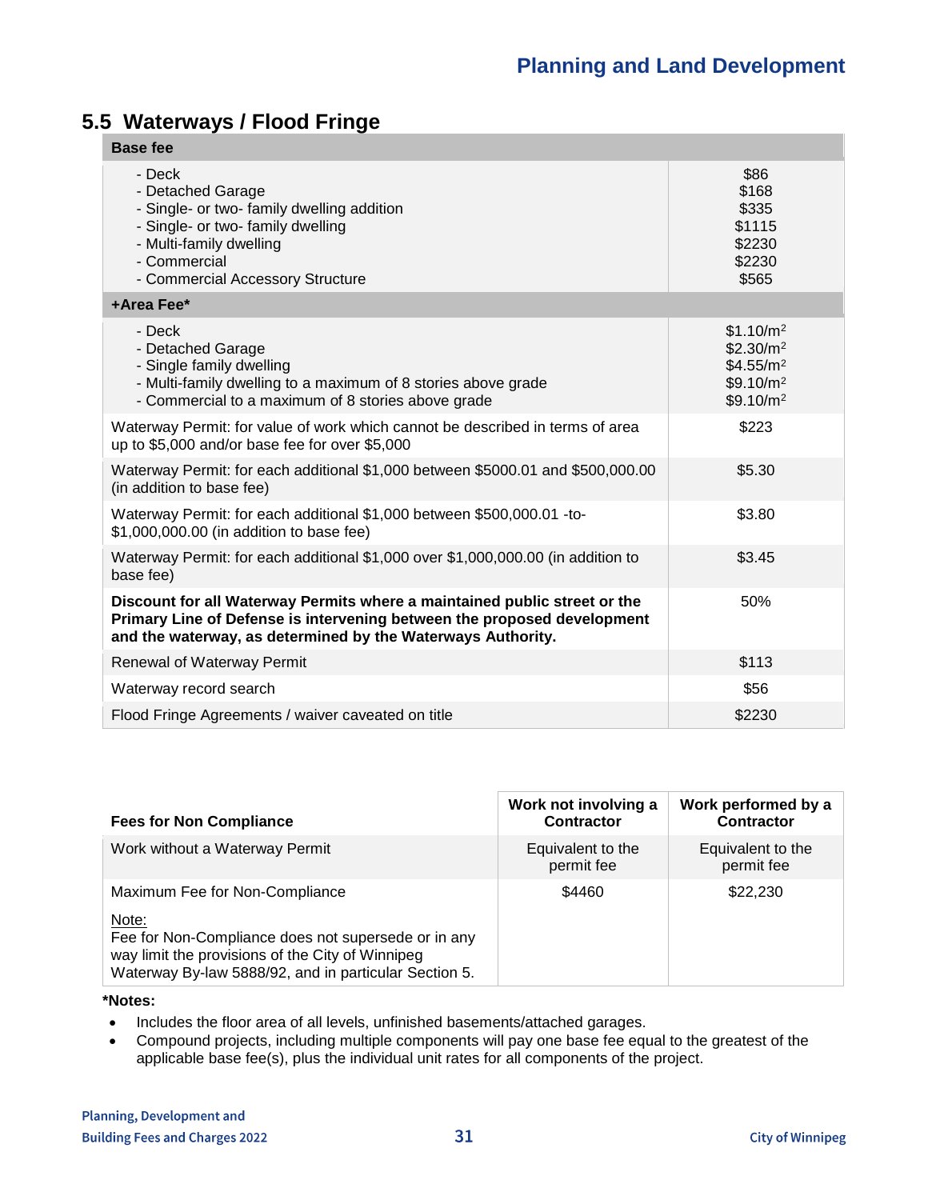## 5.5 Waterways / Flood Fringe

| Base fee | |
|---|---|
| - Deck<br>- Detached Garage<br>- Single- or two- family dwelling addition<br>- Single- or two- family dwelling<br>- Multi-family dwelling<br>- Commercial<br>- Commercial Accessory Structure | \$86<br>\$168<br>\$335<br>\$1115<br>\$2230<br>\$2230<br>\$565 |
| **+Area Fee*** | |
| - Deck<br>- Detached Garage<br>- Single family dwelling<br>- Multi-family dwelling to a maximum of 8 stories above grade<br>- Commercial to a maximum of 8 stories above grade | \$1.10/m$^2$<br>\$2.30/m$^2$<br>\$4.55/m$^2$<br>\$9.10/m$^2$<br>\$9.10/m$^2$ |
| Waterway Permit: for value of work which cannot be described in terms of area up to \$5,000 and/or base fee for over \$5,000 | \$223 |
| Waterway Permit: for each additional \$1,000 between \$5000.01 and \$500,000.00 (in addition to base fee) | \$5.30 |
| Waterway Permit: for each additional \$1,000 between \$500,000.01 -to- \$1,000,000.00 (in addition to base fee) | \$3.80 |
| Waterway Permit: for each additional \$1,000 over \$1,000,000.00 (in addition to base fee) | \$3.45 |
| **Discount for all Waterway Permits where a maintained public street or the Primary Line of Defense is intervening between the proposed development and the waterway, as determined by the Waterways Authority.** | 50% |
| Renewal of Waterway Permit | \$113 |
| Waterway record search | \$56 |
| Flood Fringe Agreements / waiver caveated on title | \$2230 |

| Fees for Non Compliance | Work not involving a Contractor | Work performed by a Contractor |
|---|---|---|
| Work without a Waterway Permit | Equivalent to the permit fee | Equivalent to the permit fee |
| Maximum Fee for Non-Compliance<br><br>Note:<br>Fee for Non-Compliance does not supersede or in any way limit the provisions of the City of Winnipeg Waterway By-law 5888/92, and in particular Section 5. | \$4460 | \$22,230 |

***Notes:**

- Includes the floor area of all levels, unfinished basements/attached garages.
- Compound projects, including multiple components will pay one base fee equal to the greatest of the applicable base fee(s), plus the individual unit rates for all components of the project.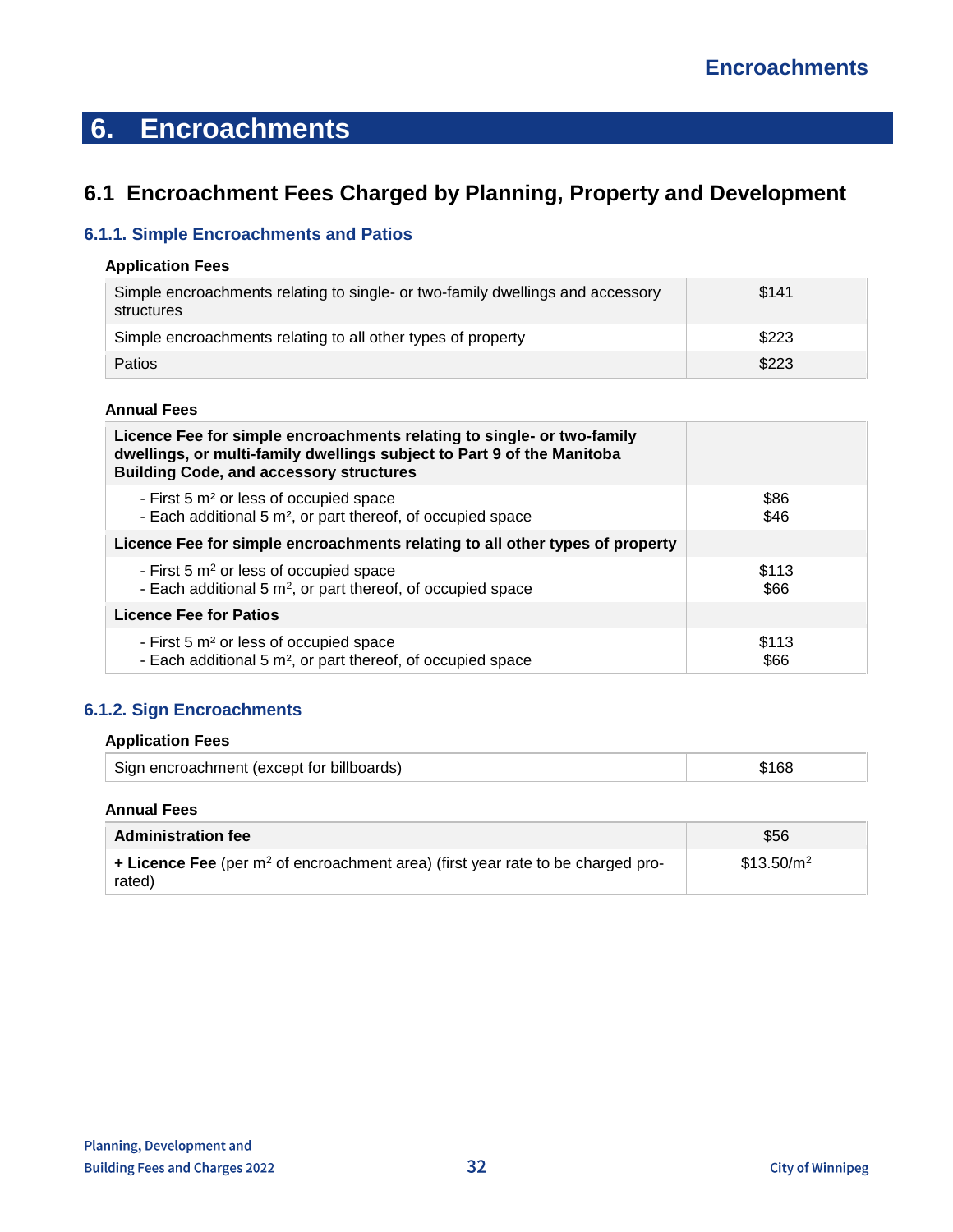# 6. Encroachments

## 6.1 Encroachment Fees Charged by Planning, Property and Development

### 6.1.1. Simple Encroachments and Patios

**Application Fees**

| Description | Fee |
|---|---|
| Simple encroachments relating to single- or two-family dwellings and accessory structures | $141 |
| Simple encroachments relating to all other types of property | $223 |
| Patios | $223 |

**Annual Fees**

| Description | Fee |
|---|---|
| **Licence Fee for simple encroachments relating to single- or two-family dwellings, or multi-family dwellings subject to Part 9 of the Manitoba Building Code, and accessory structures** | |
| - First 5 $m^2$ or less of occupied space | $86 |
| - Each additional 5 $m^2$, or part thereof, of occupied space | $46 |
| **Licence Fee for simple encroachments relating to all other types of property** | |
| - First 5 $m^2$ or less of occupied space | $113 |
| - Each additional 5 $m^2$, or part thereof, of occupied space | $66 |
| **Licence Fee for Patios** | |
| - First 5 $m^2$ or less of occupied space | $113 |
| - Each additional 5 $m^2$, or part thereof, of occupied space | $66 |

### 6.1.2. Sign Encroachments

**Application Fees**

| Description | Fee |
|---|---|
| Sign encroachment (except for billboards) | $168 |

**Annual Fees**

| Description | Fee |
|---|---|
| **Administration fee** | $56 |
| **+ Licence Fee** (per $m^2$ of encroachment area) (first year rate to be charged pro-rated) | $13.50/$m^2$ |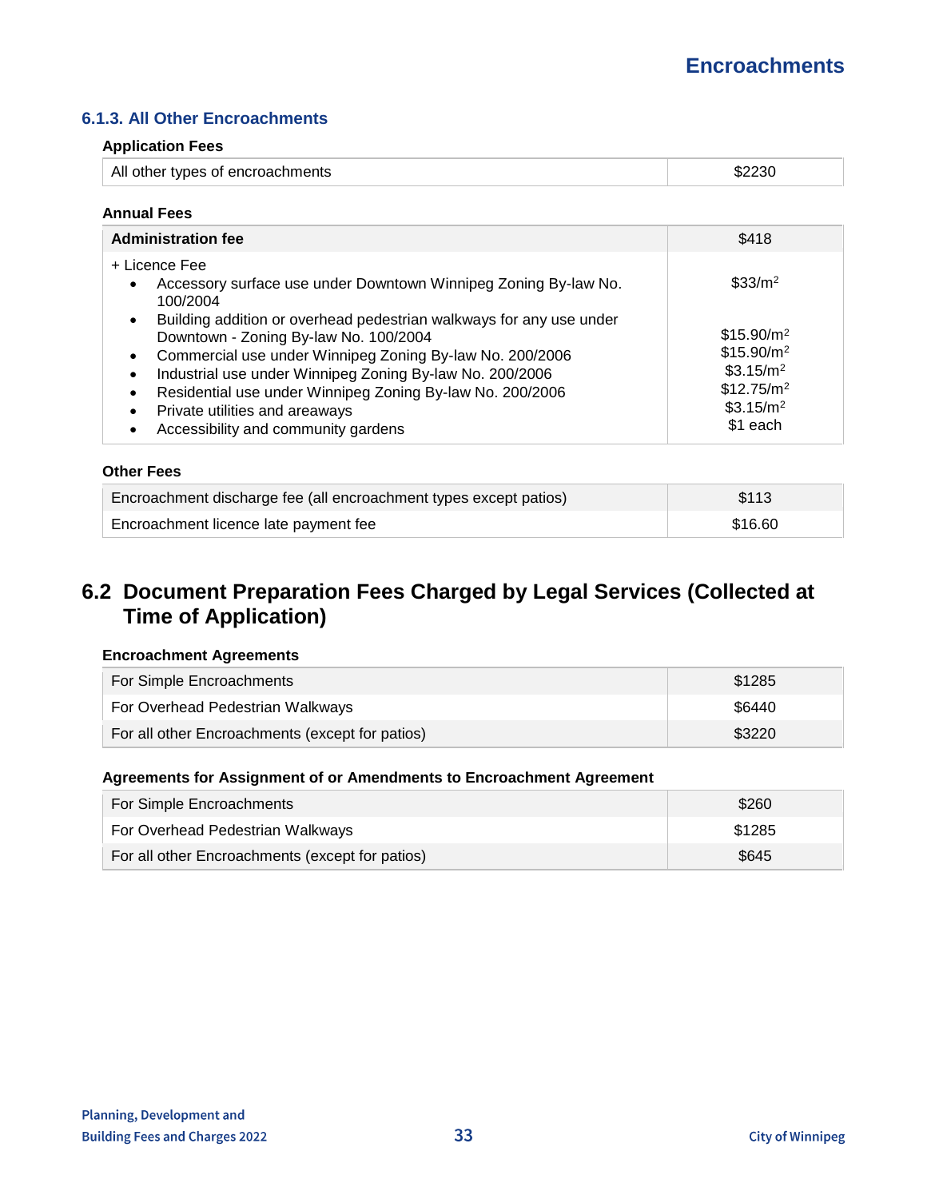### 6.1.3. All Other Encroachments

**Application Fees**

| All other types of encroachments | $2230 |
|---|---|

**Annual Fees**

| **Administration fee** | $418 |
|---|---|
| + Licence Fee | |
| • Accessory surface use under Downtown Winnipeg Zoning By-law No. 100/2004 | $33/$m^2$ |
| • Building addition or overhead pedestrian walkways for any use under Downtown - Zoning By-law No. 100/2004 | $15.90/$m^2$ |
| • Commercial use under Winnipeg Zoning By-law No. 200/2006 | $15.90/$m^2$ |
| • Industrial use under Winnipeg Zoning By-law No. 200/2006 | $3.15/$m^2$ |
| • Residential use under Winnipeg Zoning By-law No. 200/2006 | $12.75/$m^2$ |
| • Private utilities and areaways | $3.15/$m^2$ |
| • Accessibility and community gardens | $1 each |

**Other Fees**

| Encroachment discharge fee (all encroachment types except patios) | $113 |
|---|---|
| Encroachment licence late payment fee | $16.60 |

## 6.2 Document Preparation Fees Charged by Legal Services (Collected at Time of Application)

**Encroachment Agreements**

| For Simple Encroachments | $1285 |
|---|---|
| For Overhead Pedestrian Walkways | $6440 |
| For all other Encroachments (except for patios) | $3220 |

**Agreements for Assignment of or Amendments to Encroachment Agreement**

| For Simple Encroachments | $260 |
|---|---|
| For Overhead Pedestrian Walkways | $1285 |
| For all other Encroachments (except for patios) | $645 |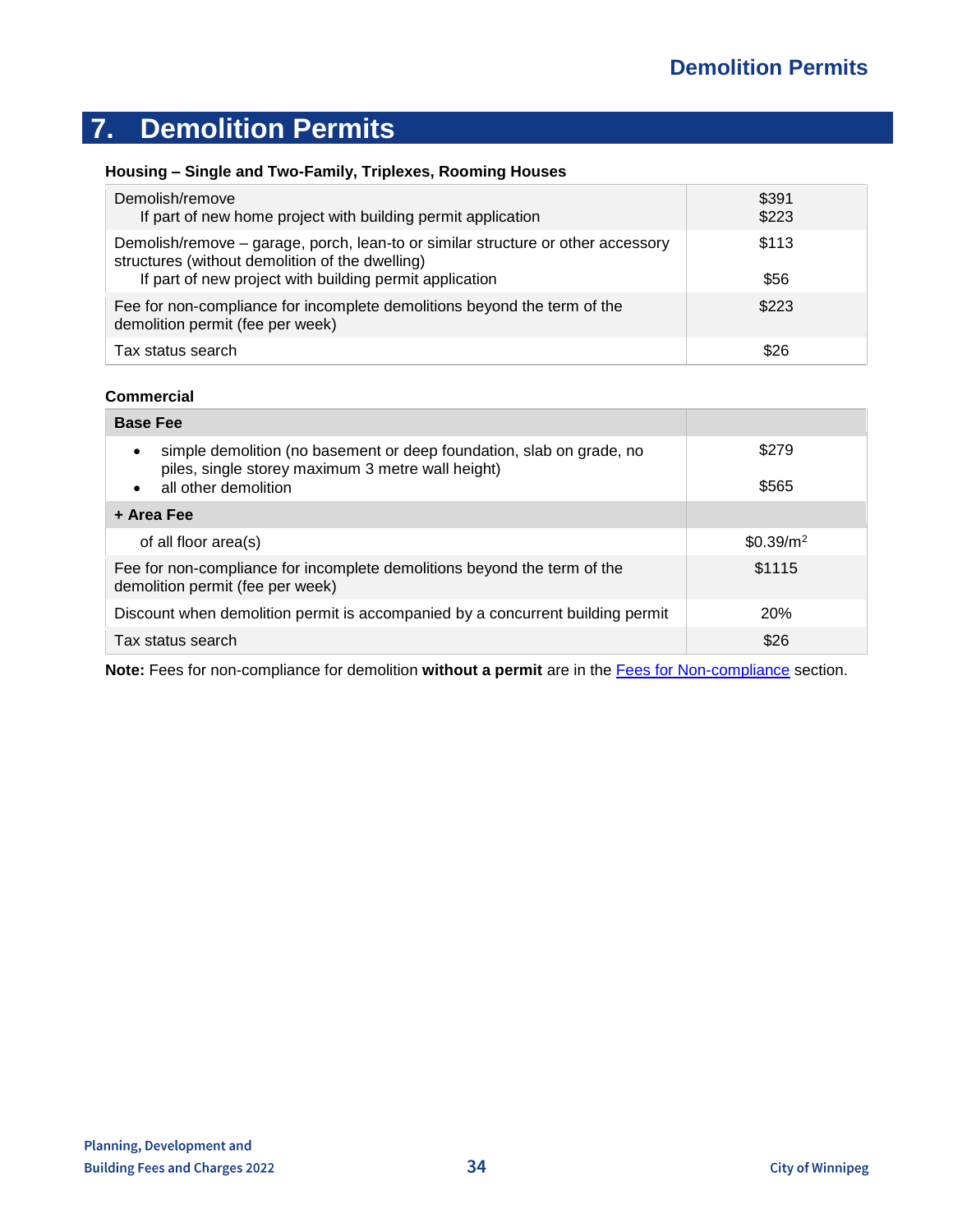# 7. Demolition Permits

**Housing – Single and Two-Family, Triplexes, Rooming Houses**

| Item | Fee |
|---|---|
| Demolish/remove<br>If part of new home project with building permit application | $391<br>$223 |
| Demolish/remove – garage, porch, lean-to or similar structure or other accessory structures (without demolition of the dwelling)<br>If part of new project with building permit application | $113<br><br>$56 |
| Fee for non-compliance for incomplete demolitions beyond the term of the demolition permit (fee per week) | $223 |
| Tax status search | $26 |

**Commercial**

| Item | Fee |
|---|---|
| **Base Fee** | |
| • simple demolition (no basement or deep foundation, slab on grade, no piles, single storey maximum 3 metre wall height)<br>• all other demolition | $279<br><br>$565 |
| **+ Area Fee** | |
| of all floor area(s) | $0.39/m$^2$ |
| Fee for non-compliance for incomplete demolitions beyond the term of the demolition permit (fee per week) | $1115 |
| Discount when demolition permit is accompanied by a concurrent building permit | 20% |
| Tax status search | $26 |

**Note:** Fees for non-compliance for demolition **without a permit** are in the Fees for Non-compliance section.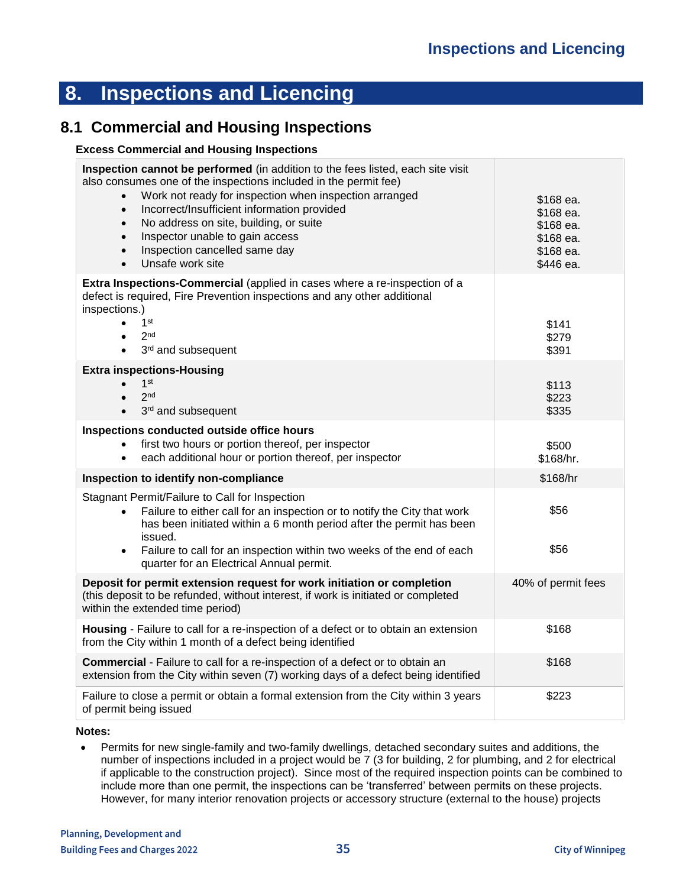# 8. Inspections and Licencing

## 8.1 Commercial and Housing Inspections

### Excess Commercial and Housing Inspections

| Description | Fee |
|---|---|
| **Inspection cannot be performed** (in addition to the fees listed, each site visit also consumes one of the inspections included in the permit fee)<br>• Work not ready for inspection when inspection arranged<br>• Incorrect/Insufficient information provided<br>• No address on site, building, or suite<br>• Inspector unable to gain access<br>• Inspection cancelled same day<br>• Unsafe work site | <br><br>$168 ea.<br>$168 ea.<br>$168 ea.<br>$168 ea.<br>$168 ea.<br>$446 ea. |
| **Extra Inspections-Commercial** (applied in cases where a re-inspection of a defect is required, Fire Prevention inspections and any other additional inspections.)<br>• 1st<br>• 2nd<br>• 3rd and subsequent | <br><br><br>$141<br>$279<br>$391 |
| **Extra inspections-Housing**<br>• 1st<br>• 2nd<br>• 3rd and subsequent | <br>$113<br>$223<br>$335 |
| **Inspections conducted outside office hours**<br>• first two hours or portion thereof, per inspector<br>• each additional hour or portion thereof, per inspector | <br>$500<br>$168/hr. |
| **Inspection to identify non-compliance** | $168/hr |
| Stagnant Permit/Failure to Call for Inspection<br>• Failure to either call for an inspection or to notify the City that work has been initiated within a 6 month period after the permit has been issued.<br>• Failure to call for an inspection within two weeks of the end of each quarter for an Electrical Annual permit. | <br>$56<br><br>$56 |
| **Deposit for permit extension request for work initiation or completion** (this deposit to be refunded, without interest, if work is initiated or completed within the extended time period) | 40% of permit fees |
| **Housing** - Failure to call for a re-inspection of a defect or to obtain an extension from the City within 1 month of a defect being identified | $168 |
| **Commercial** - Failure to call for a re-inspection of a defect or to obtain an extension from the City within seven (7) working days of a defect being identified | $168 |
| Failure to close a permit or obtain a formal extension from the City within 3 years of permit being issued | $223 |

**Notes:**

- Permits for new single-family and two-family dwellings, detached secondary suites and additions, the number of inspections included in a project would be 7 (3 for building, 2 for plumbing, and 2 for electrical if applicable to the construction project). Since most of the required inspection points can be combined to include more than one permit, the inspections can be 'transferred' between permits on these projects. However, for many interior renovation projects or accessory structure (external to the house) projects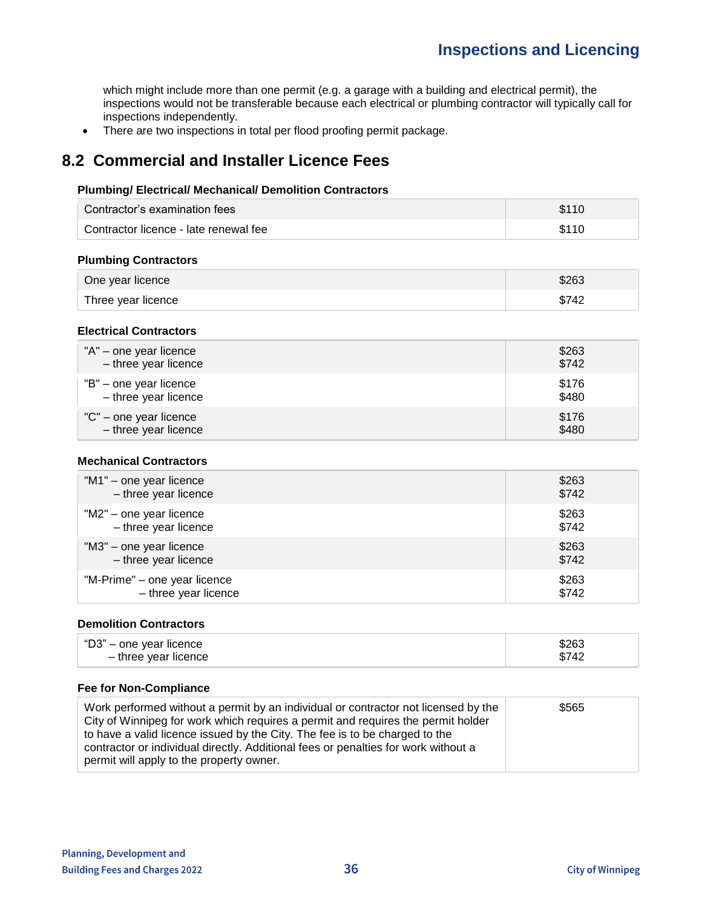which might include more than one permit (e.g. a garage with a building and electrical permit), the inspections would not be transferable because each electrical or plumbing contractor will typically call for inspections independently.

- There are two inspections in total per flood proofing permit package.

## 8.2 Commercial and Installer Licence Fees

**Plumbing/ Electrical/ Mechanical/ Demolition Contractors**

| | |
|---|---|
| Contractor's examination fees | $110 |
| Contractor licence - late renewal fee | $110 |

**Plumbing Contractors**

| | |
|---|---|
| One year licence | $263 |
| Three year licence | $742 |

**Electrical Contractors**

| | |
|---|---|
| "A" – one year licence<br>– three year licence | $263<br>$742 |
| "B" – one year licence<br>– three year licence | $176<br>$480 |
| "C" – one year licence<br>– three year licence | $176<br>$480 |

**Mechanical Contractors**

| | |
|---|---|
| "M1" – one year licence<br>– three year licence | $263<br>$742 |
| "M2" – one year licence<br>– three year licence | $263<br>$742 |
| "M3" – one year licence<br>– three year licence | $263<br>$742 |
| "M-Prime" – one year licence<br>– three year licence | $263<br>$742 |

**Demolition Contractors**

| | |
|---|---|
| "D3" – one year licence<br>– three year licence | $263<br>$742 |

**Fee for Non-Compliance**

| | |
|---|---|
| Work performed without a permit by an individual or contractor not licensed by the City of Winnipeg for work which requires a permit and requires the permit holder to have a valid licence issued by the City. The fee is to be charged to the contractor or individual directly. Additional fees or penalties for work without a permit will apply to the property owner. | $565 |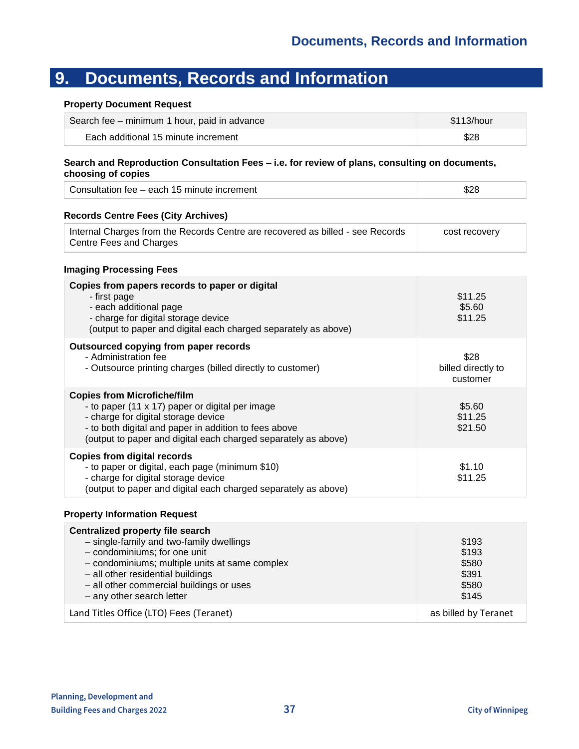# 9. Documents, Records and Information

**Property Document Request**

| | |
|---|---|
| Search fee – minimum 1 hour, paid in advance | $113/hour |
| Each additional 15 minute increment | $28 |

**Search and Reproduction Consultation Fees – i.e. for review of plans, consulting on documents, choosing of copies**

| | |
|---|---|
| Consultation fee – each 15 minute increment | $28 |

**Records Centre Fees (City Archives)**

| | |
|---|---|
| Internal Charges from the Records Centre are recovered as billed - see Records Centre Fees and Charges | cost recovery |

**Imaging Processing Fees**

| | |
|---|---|
| **Copies from papers records to paper or digital**<br>- first page<br>- each additional page<br>- charge for digital storage device<br>(output to paper and digital each charged separately as above) | <br>$11.25<br>$5.60<br>$11.25 |
| **Outsourced copying from paper records**<br>- Administration fee<br>- Outsource printing charges (billed directly to customer) | <br>$28<br>billed directly to customer |
| **Copies from Microfiche/film**<br>- to paper (11 x 17) paper or digital per image<br>- charge for digital storage device<br>- to both digital and paper in addition to fees above<br>(output to paper and digital each charged separately as above) | <br>$5.60<br>$11.25<br>$21.50 |
| **Copies from digital records**<br>- to paper or digital, each page (minimum $10)<br>- charge for digital storage device<br>(output to paper and digital each charged separately as above) | <br>$1.10<br>$11.25 |

**Property Information Request**

| | |
|---|---|
| **Centralized property file search**<br>– single-family and two-family dwellings<br>– condominiums; for one unit<br>– condominiums; multiple units at same complex<br>– all other residential buildings<br>– all other commercial buildings or uses<br>– any other search letter | <br>$193<br>$193<br>$580<br>$391<br>$580<br>$145 |
| Land Titles Office (LTO) Fees (Teranet) | as billed by Teranet |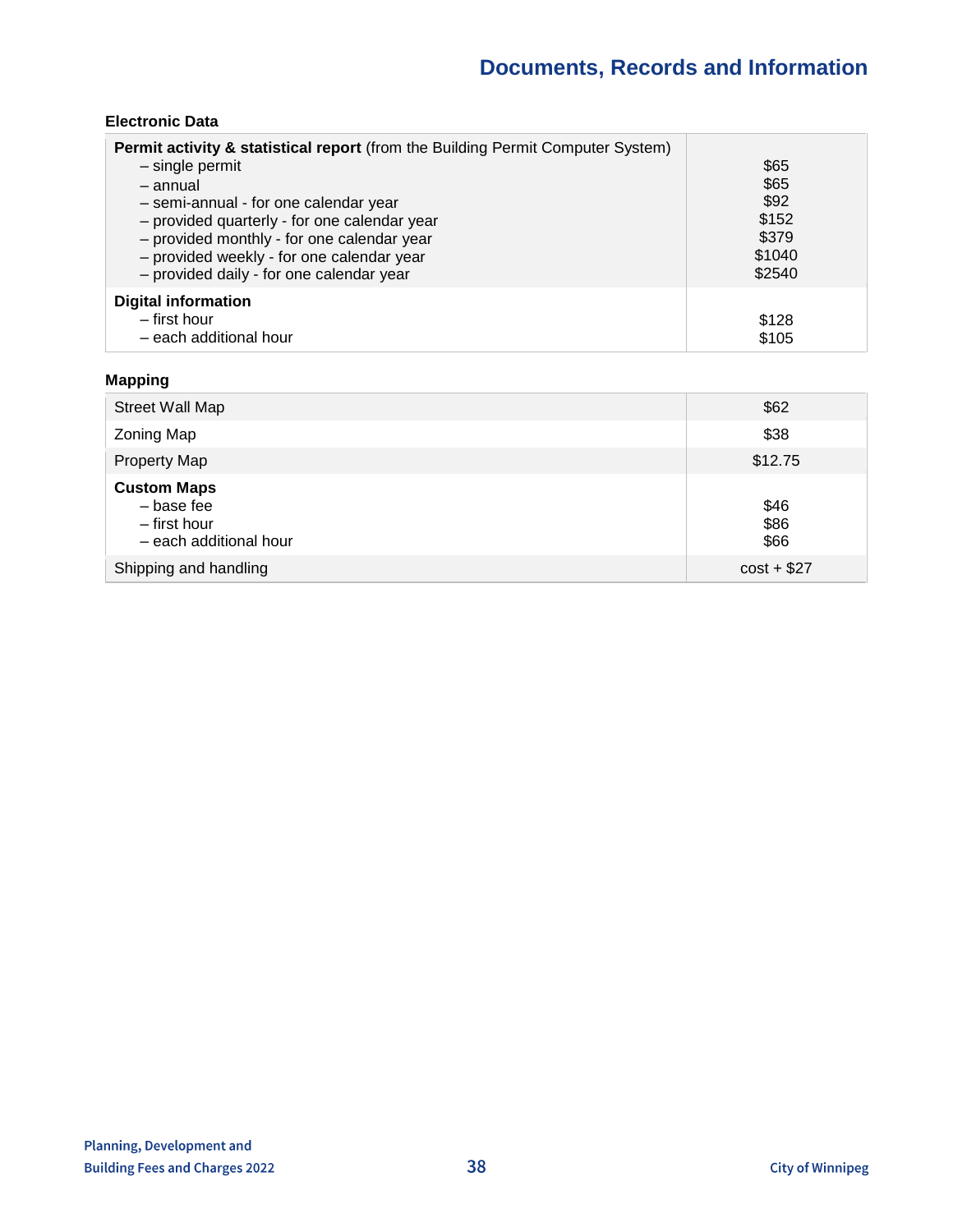# Documents, Records and Information

### Electronic Data

| | |
|---|---|
| **Permit activity & statistical report** (from the Building Permit Computer System) | |
| – single permit | $65 |
| – annual | $65 |
| – semi-annual - for one calendar year | $92 |
| – provided quarterly - for one calendar year | $152 |
| – provided monthly - for one calendar year | $379 |
| – provided weekly - for one calendar year | $1040 |
| – provided daily - for one calendar year | $2540 |
| **Digital information** | |
| – first hour | $128 |
| – each additional hour | $105 |

### Mapping

| | |
|---|---|
| Street Wall Map | $62 |
| Zoning Map | $38 |
| Property Map | $12.75 |
| **Custom Maps** | |
| – base fee | $46 |
| – first hour | $86 |
| – each additional hour | $66 |
| Shipping and handling | cost + $27 |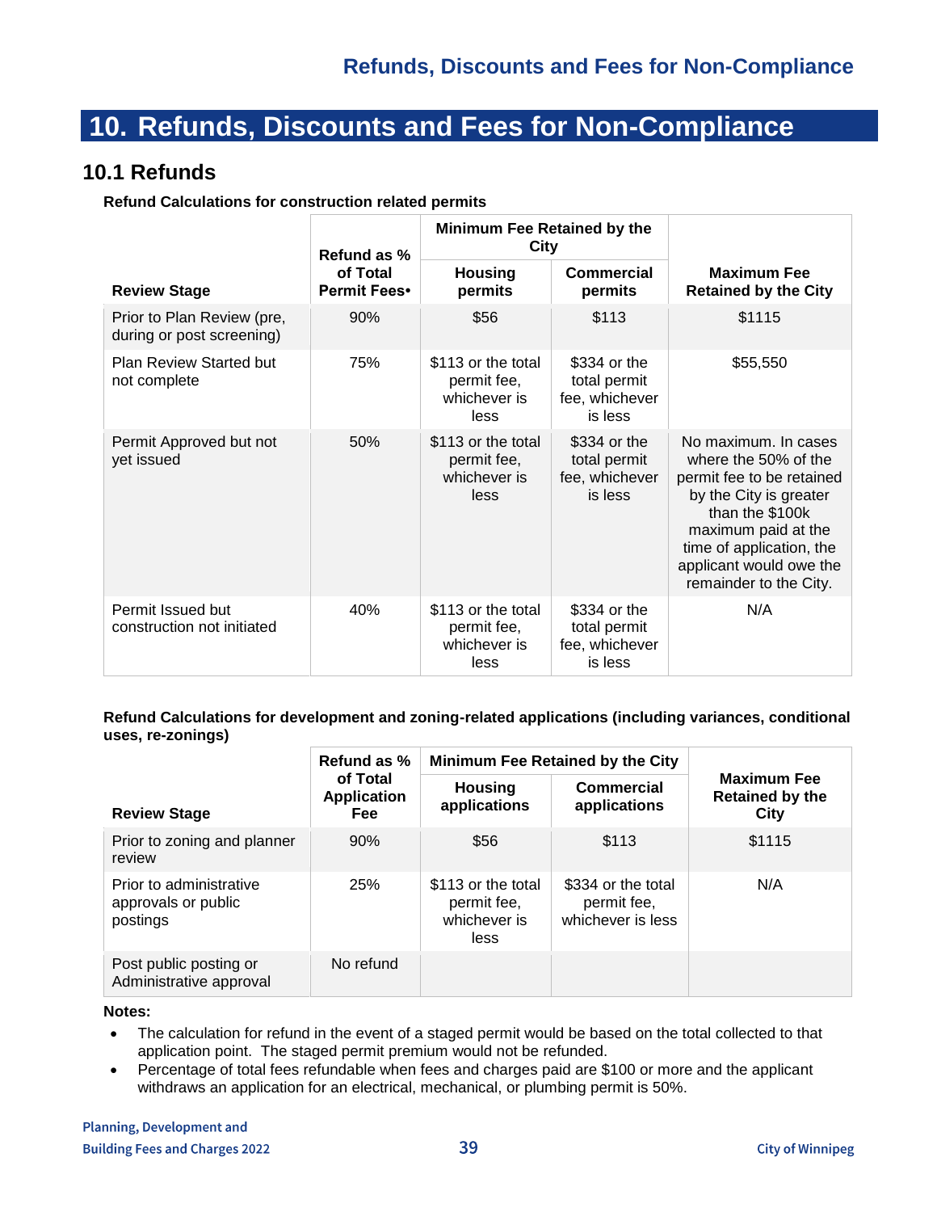# 10. Refunds, Discounts and Fees for Non-Compliance

## 10.1 Refunds

**Refund Calculations for construction related permits**

| Review Stage | Refund as % of Total Permit Fees• | Minimum Fee Retained by the City | | Maximum Fee Retained by the City |
|---|---|---|---|---|
| | | Housing permits | Commercial permits | |
| Prior to Plan Review (pre, during or post screening) | 90% | $56 | $113 | $1115 |
| Plan Review Started but not complete | 75% | $113 or the total permit fee, whichever is less | $334 or the total permit fee, whichever is less | $55,550 |
| Permit Approved but not yet issued | 50% | $113 or the total permit fee, whichever is less | $334 or the total permit fee, whichever is less | No maximum. In cases where the 50% of the permit fee to be retained by the City is greater than the $100k maximum paid at the time of application, the applicant would owe the remainder to the City. |
| Permit Issued but construction not initiated | 40% | $113 or the total permit fee, whichever is less | $334 or the total permit fee, whichever is less | N/A |

**Refund Calculations for development and zoning-related applications (including variances, conditional uses, re-zonings)**

| Review Stage | Refund as % of Total Application Fee | Minimum Fee Retained by the City | | Maximum Fee Retained by the City |
|---|---|---|---|---|
| | | Housing applications | Commercial applications | |
| Prior to zoning and planner review | 90% | $56 | $113 | $1115 |
| Prior to administrative approvals or public postings | 25% | $113 or the total permit fee, whichever is less | $334 or the total permit fee, whichever is less | N/A |
| Post public posting or Administrative approval | No refund | | | |

**Notes:**

- The calculation for refund in the event of a staged permit would be based on the total collected to that application point. The staged permit premium would not be refunded.
- Percentage of total fees refundable when fees and charges paid are $100 or more and the applicant withdraws an application for an electrical, mechanical, or plumbing permit is 50%.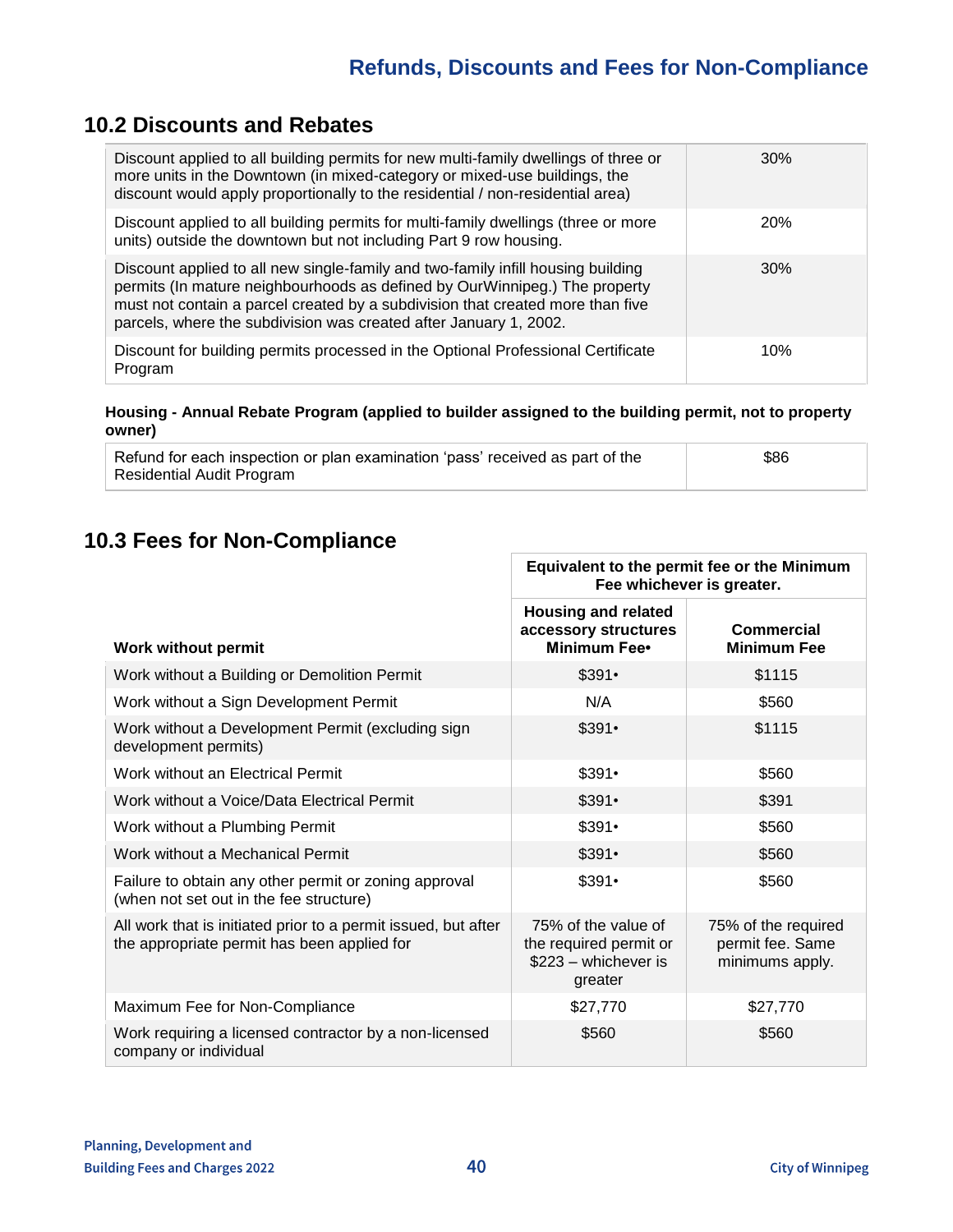# Refunds, Discounts and Fees for Non-Compliance

## 10.2 Discounts and Rebates

| | |
|---|---|
| Discount applied to all building permits for new multi-family dwellings of three or more units in the Downtown (in mixed-category or mixed-use buildings, the discount would apply proportionally to the residential / non-residential area) | 30% |
| Discount applied to all building permits for multi-family dwellings (three or more units) outside the downtown but not including Part 9 row housing. | 20% |
| Discount applied to all new single-family and two-family infill housing building permits (In mature neighbourhoods as defined by OurWinnipeg.) The property must not contain a parcel created by a subdivision that created more than five parcels, where the subdivision was created after January 1, 2002. | 30% |
| Discount for building permits processed in the Optional Professional Certificate Program | 10% |

**Housing - Annual Rebate Program (applied to builder assigned to the building permit, not to property owner)**

| | |
|---|---|
| Refund for each inspection or plan examination 'pass' received as part of the Residential Audit Program | $86 |

## 10.3 Fees for Non-Compliance

| | Equivalent to the permit fee or the Minimum Fee whichever is greater. | |
|---|---|---|
| **Work without permit** | **Housing and related accessory structures Minimum Fee•** | **Commercial Minimum Fee** |
| Work without a Building or Demolition Permit | $391• | $1115 |
| Work without a Sign Development Permit | N/A | $560 |
| Work without a Development Permit (excluding sign development permits) | $391• | $1115 |
| Work without an Electrical Permit | $391• | $560 |
| Work without a Voice/Data Electrical Permit | $391• | $391 |
| Work without a Plumbing Permit | $391• | $560 |
| Work without a Mechanical Permit | $391• | $560 |
| Failure to obtain any other permit or zoning approval (when not set out in the fee structure) | $391• | $560 |
| All work that is initiated prior to a permit issued, but after the appropriate permit has been applied for | 75% of the value of the required permit or $223 – whichever is greater | 75% of the required permit fee. Same minimums apply. |
| Maximum Fee for Non-Compliance | $27,770 | $27,770 |
| Work requiring a licensed contractor by a non-licensed company or individual | $560 | $560 |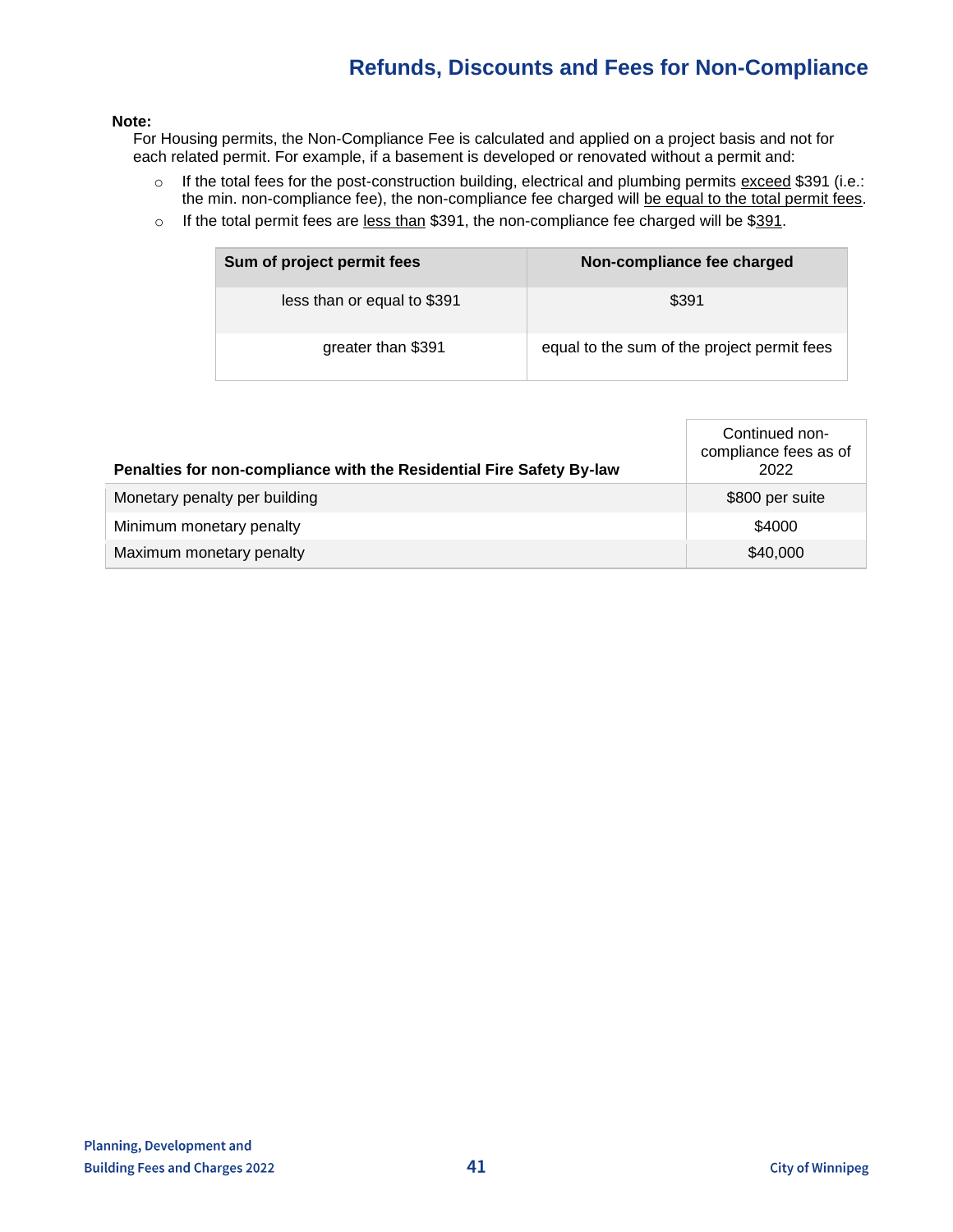## Refunds, Discounts and Fees for Non-Compliance

**Note:**

For Housing permits, the Non-Compliance Fee is calculated and applied on a project basis and not for each related permit. For example, if a basement is developed or renovated without a permit and:

- If the total fees for the post-construction building, electrical and plumbing permits exceed $391 (i.e.: the min. non-compliance fee), the non-compliance fee charged will be equal to the total permit fees.
- If the total permit fees are less than $391, the non-compliance fee charged will be $391.

| Sum of project permit fees | Non-compliance fee charged |
|---|---|
| less than or equal to $391 | $391 |
| greater than $391 | equal to the sum of the project permit fees |

| Penalties for non-compliance with the Residential Fire Safety By-law | Continued non-compliance fees as of 2022 |
|---|---|
| Monetary penalty per building | $800 per suite |
| Minimum monetary penalty | $4000 |
| Maximum monetary penalty | $40,000 |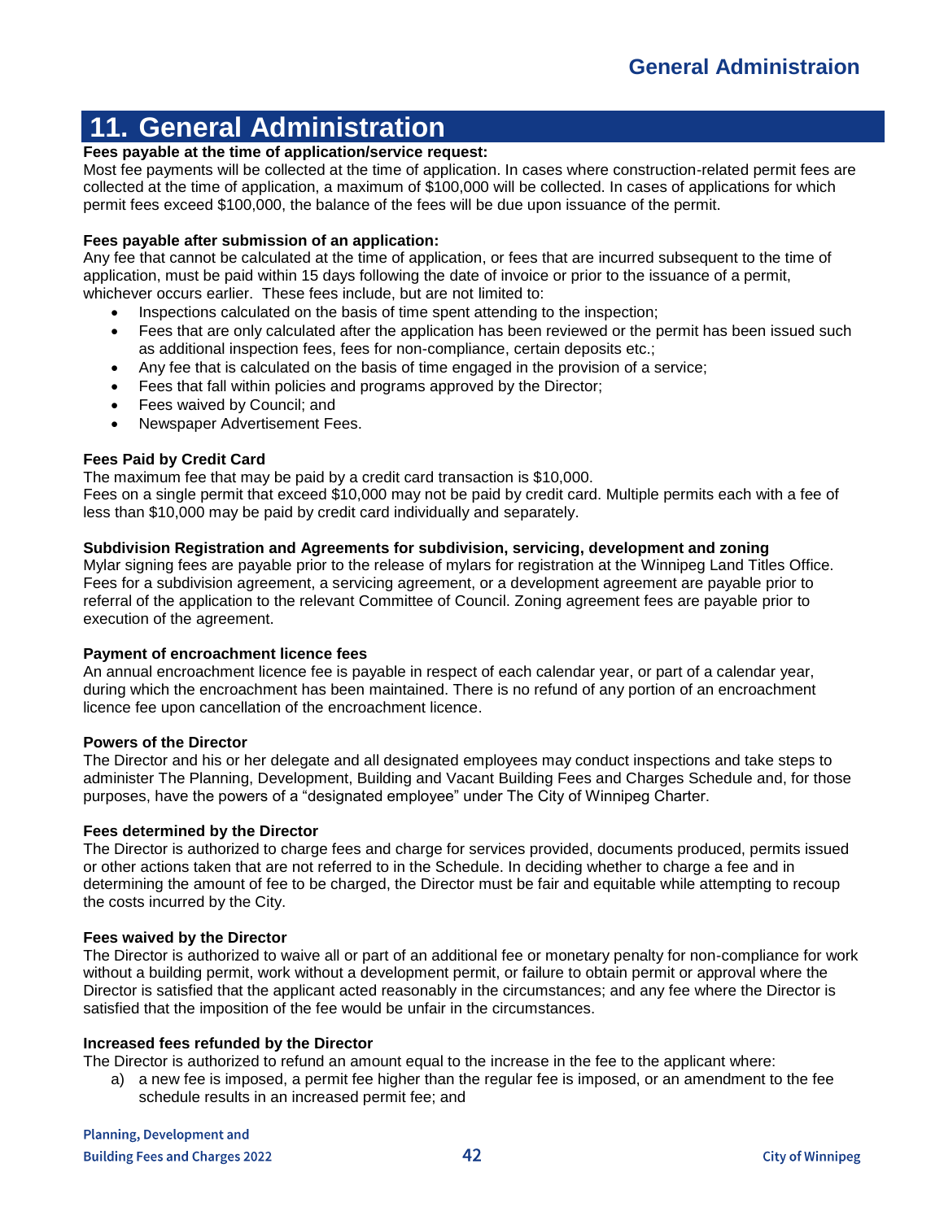# 11. General Administration

**Fees payable at the time of application/service request:**

Most fee payments will be collected at the time of application. In cases where construction-related permit fees are collected at the time of application, a maximum of $100,000 will be collected. In cases of applications for which permit fees exceed $100,000, the balance of the fees will be due upon issuance of the permit.

**Fees payable after submission of an application:**

Any fee that cannot be calculated at the time of application, or fees that are incurred subsequent to the time of application, must be paid within 15 days following the date of invoice or prior to the issuance of a permit, whichever occurs earlier. These fees include, but are not limited to:

- Inspections calculated on the basis of time spent attending to the inspection;
- Fees that are only calculated after the application has been reviewed or the permit has been issued such as additional inspection fees, fees for non-compliance, certain deposits etc.;
- Any fee that is calculated on the basis of time engaged in the provision of a service;
- Fees that fall within policies and programs approved by the Director;
- Fees waived by Council; and
- Newspaper Advertisement Fees.

**Fees Paid by Credit Card**

The maximum fee that may be paid by a credit card transaction is $10,000.
Fees on a single permit that exceed $10,000 may not be paid by credit card. Multiple permits each with a fee of less than $10,000 may be paid by credit card individually and separately.

**Subdivision Registration and Agreements for subdivision, servicing, development and zoning**

Mylar signing fees are payable prior to the release of mylars for registration at the Winnipeg Land Titles Office. Fees for a subdivision agreement, a servicing agreement, or a development agreement are payable prior to referral of the application to the relevant Committee of Council. Zoning agreement fees are payable prior to execution of the agreement.

**Payment of encroachment licence fees**

An annual encroachment licence fee is payable in respect of each calendar year, or part of a calendar year, during which the encroachment has been maintained. There is no refund of any portion of an encroachment licence fee upon cancellation of the encroachment licence.

**Powers of the Director**

The Director and his or her delegate and all designated employees may conduct inspections and take steps to administer The Planning, Development, Building and Vacant Building Fees and Charges Schedule and, for those purposes, have the powers of a "designated employee" under The City of Winnipeg Charter.

**Fees determined by the Director**

The Director is authorized to charge fees and charge for services provided, documents produced, permits issued or other actions taken that are not referred to in the Schedule. In deciding whether to charge a fee and in determining the amount of fee to be charged, the Director must be fair and equitable while attempting to recoup the costs incurred by the City.

**Fees waived by the Director**

The Director is authorized to waive all or part of an additional fee or monetary penalty for non-compliance for work without a building permit, work without a development permit, or failure to obtain permit or approval where the Director is satisfied that the applicant acted reasonably in the circumstances; and any fee where the Director is satisfied that the imposition of the fee would be unfair in the circumstances.

**Increased fees refunded by the Director**

The Director is authorized to refund an amount equal to the increase in the fee to the applicant where:

a) a new fee is imposed, a permit fee higher than the regular fee is imposed, or an amendment to the fee schedule results in an increased permit fee; and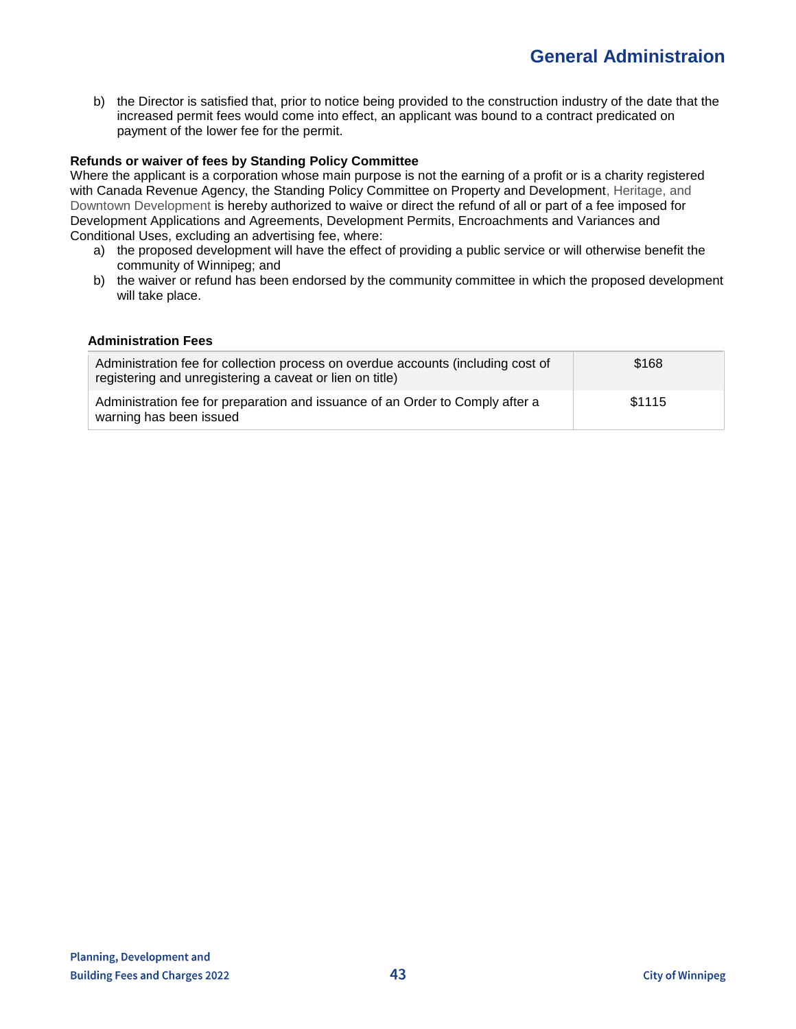b) the Director is satisfied that, prior to notice being provided to the construction industry of the date that the increased permit fees would come into effect, an applicant was bound to a contract predicated on payment of the lower fee for the permit.

**Refunds or waiver of fees by Standing Policy Committee**

Where the applicant is a corporation whose main purpose is not the earning of a profit or is a charity registered with Canada Revenue Agency, the Standing Policy Committee on Property and Development, Heritage, and Downtown Development is hereby authorized to waive or direct the refund of all or part of a fee imposed for Development Applications and Agreements, Development Permits, Encroachments and Variances and Conditional Uses, excluding an advertising fee, where:

a) the proposed development will have the effect of providing a public service or will otherwise benefit the community of Winnipeg; and
b) the waiver or refund has been endorsed by the community committee in which the proposed development will take place.

**Administration Fees**

| | |
|---|---|
| Administration fee for collection process on overdue accounts (including cost of registering and unregistering a caveat or lien on title) | $168 |
| Administration fee for preparation and issuance of an Order to Comply after a warning has been issued | $1115 |